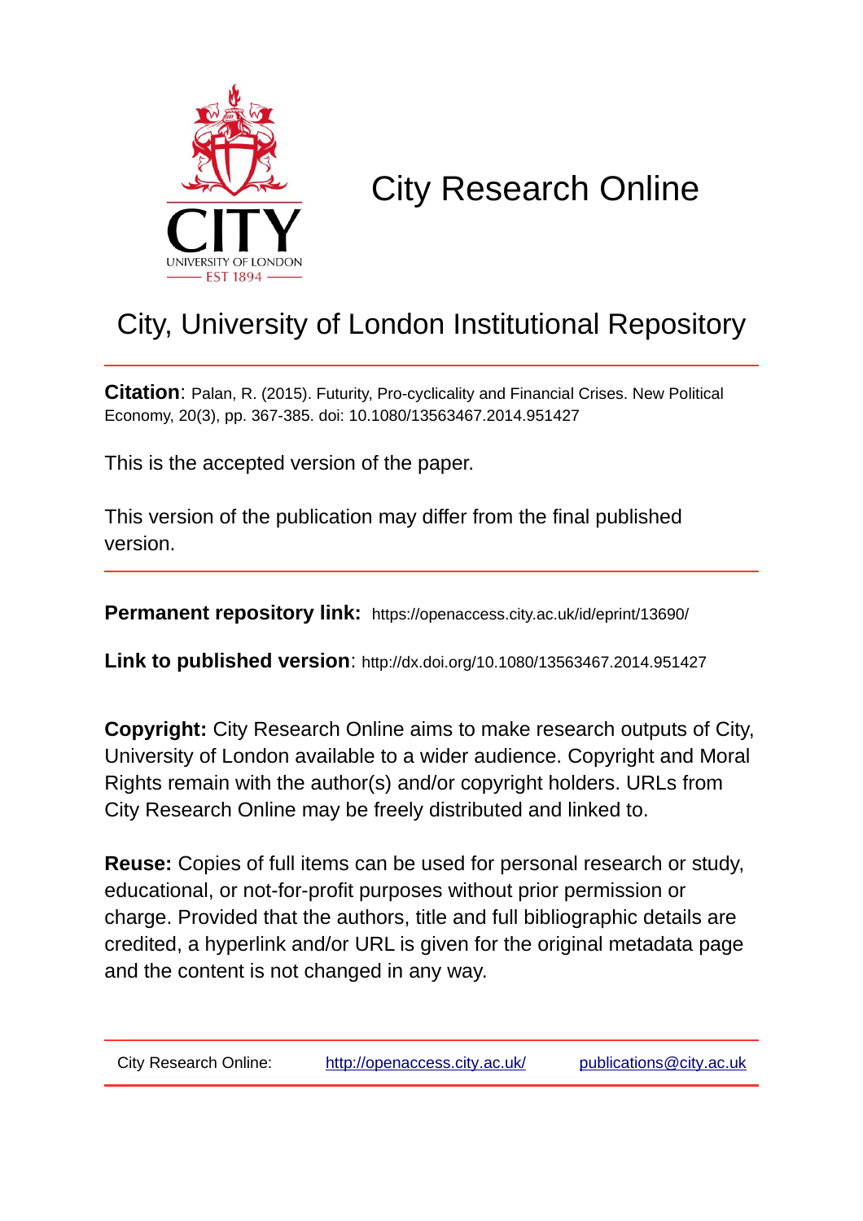# City Research Online

## City, University of London Institutional Repository

**Citation**: Palan, R. (2015). Futurity, Pro-cyclicality and Financial Crises. New Political Economy, 20(3), pp. 367-385. doi: 10.1080/13563467.2014.951427

This is the accepted version of the paper.

This version of the publication may differ from the final published version.

**Permanent repository link:** https://openaccess.city.ac.uk/id/eprint/13690/

**Link to published version**: http://dx.doi.org/10.1080/13563467.2014.951427

**Copyright:** City Research Online aims to make research outputs of City, University of London available to a wider audience. Copyright and Moral Rights remain with the author(s) and/or copyright holders. URLs from City Research Online may be freely distributed and linked to.

**Reuse:** Copies of full items can be used for personal research or study, educational, or not-for-profit purposes without prior permission or charge. Provided that the authors, title and full bibliographic details are credited, a hyperlink and/or URL is given for the original metadata page and the content is not changed in any way.

City Research Online: http://openaccess.city.ac.uk/ publications@city.ac.uk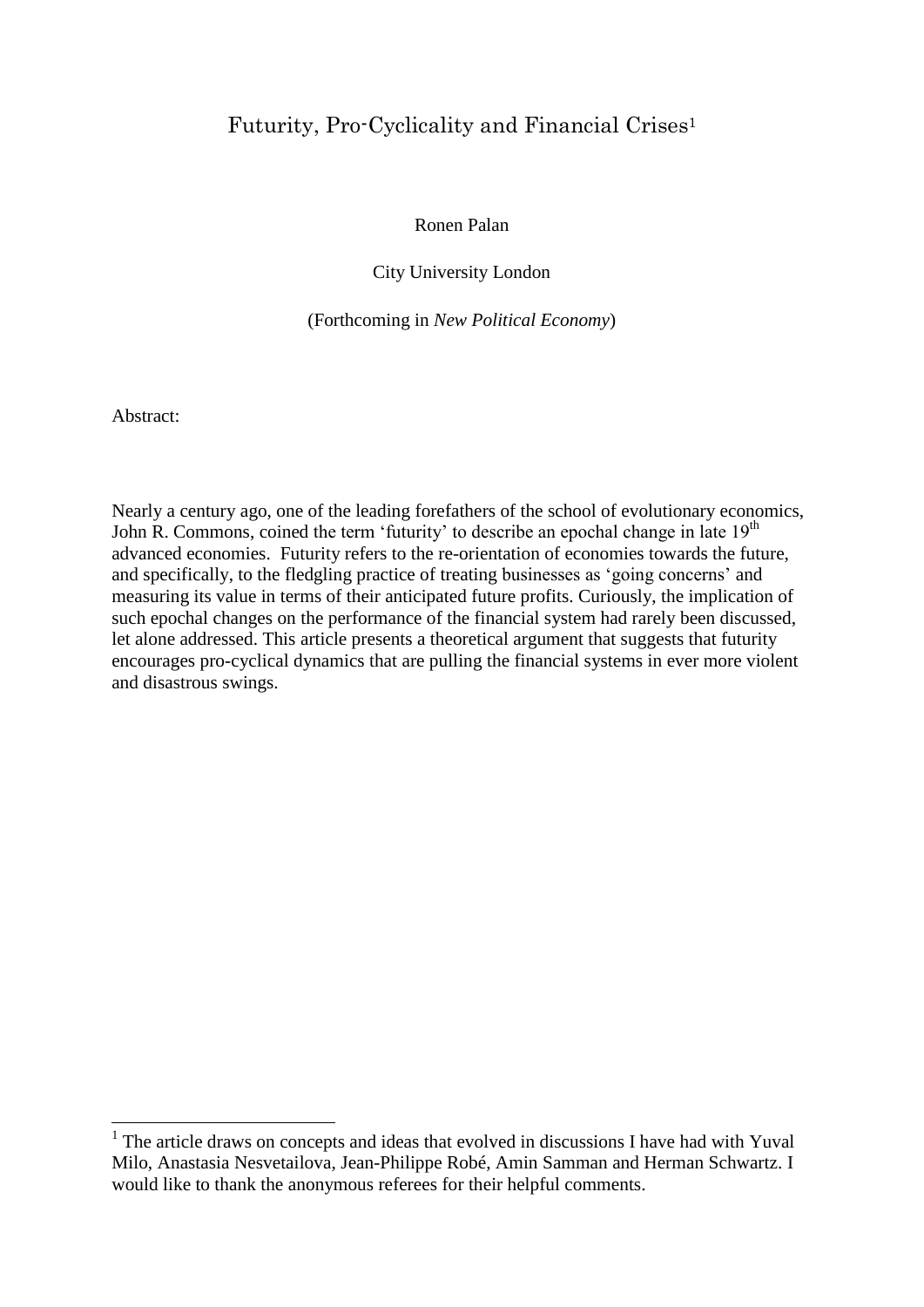# Futurity, Pro-Cyclicality and Financial Crises[1]

Ronen Palan

City University London

(Forthcoming in *New Political Economy*)

Abstract:

Nearly a century ago, one of the leading forefathers of the school of evolutionary economics, John R. Commons, coined the term 'futurity' to describe an epochal change in late 19th advanced economies. Futurity refers to the re-orientation of economies towards the future, and specifically, to the fledgling practice of treating businesses as 'going concerns' and measuring its value in terms of their anticipated future profits. Curiously, the implication of such epochal changes on the performance of the financial system had rarely been discussed, let alone addressed. This article presents a theoretical argument that suggests that futurity encourages pro-cyclical dynamics that are pulling the financial systems in ever more violent and disastrous swings.

[1] The article draws on concepts and ideas that evolved in discussions I have had with Yuval Milo, Anastasia Nesvetailova, Jean-Philippe Robé, Amin Samman and Herman Schwartz. I would like to thank the anonymous referees for their helpful comments.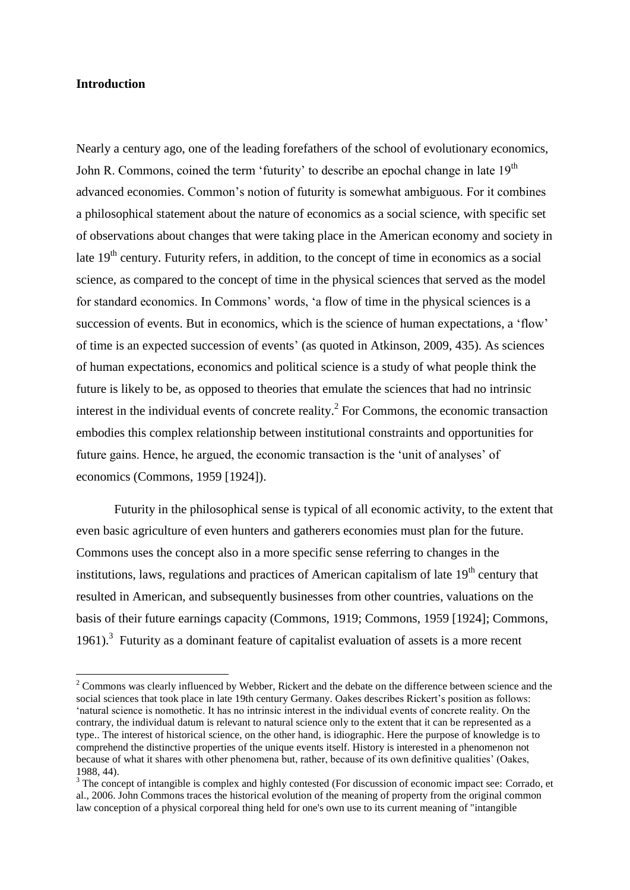## Introduction

Nearly a century ago, one of the leading forefathers of the school of evolutionary economics, John R. Commons, coined the term 'futurity' to describe an epochal change in late 19th advanced economies. Common's notion of futurity is somewhat ambiguous. For it combines a philosophical statement about the nature of economics as a social science, with specific set of observations about changes that were taking place in the American economy and society in late 19th century. Futurity refers, in addition, to the concept of time in economics as a social science, as compared to the concept of time in the physical sciences that served as the model for standard economics. In Commons' words, 'a flow of time in the physical sciences is a succession of events. But in economics, which is the science of human expectations, a 'flow' of time is an expected succession of events' (as quoted in Atkinson, 2009, 435). As sciences of human expectations, economics and political science is a study of what people think the future is likely to be, as opposed to theories that emulate the sciences that had no intrinsic interest in the individual events of concrete reality.[2] For Commons, the economic transaction embodies this complex relationship between institutional constraints and opportunities for future gains. Hence, he argued, the economic transaction is the 'unit of analyses' of economics (Commons, 1959 [1924]).

Futurity in the philosophical sense is typical of all economic activity, to the extent that even basic agriculture of even hunters and gatherers economies must plan for the future. Commons uses the concept also in a more specific sense referring to changes in the institutions, laws, regulations and practices of American capitalism of late 19th century that resulted in American, and subsequently businesses from other countries, valuations on the basis of their future earnings capacity (Commons, 1919; Commons, 1959 [1924]; Commons, 1961).[3] Futurity as a dominant feature of capitalist evaluation of assets is a more recent

---

[2] Commons was clearly influenced by Webber, Rickert and the debate on the difference between science and the social sciences that took place in late 19th century Germany. Oakes describes Rickert's position as follows: 'natural science is nomothetic. It has no intrinsic interest in the individual events of concrete reality. On the contrary, the individual datum is relevant to natural science only to the extent that it can be represented as a type.. The interest of historical science, on the other hand, is idiographic. Here the purpose of knowledge is to comprehend the distinctive properties of the unique events itself. History is interested in a phenomenon not because of what it shares with other phenomena but, rather, because of its own definitive qualities' (Oakes, 1988, 44).

[3] The concept of intangible is complex and highly contested (For discussion of economic impact see: Corrado, et al., 2006. John Commons traces the historical evolution of the meaning of property from the original common law conception of a physical corporeal thing held for one's own use to its current meaning of "intangible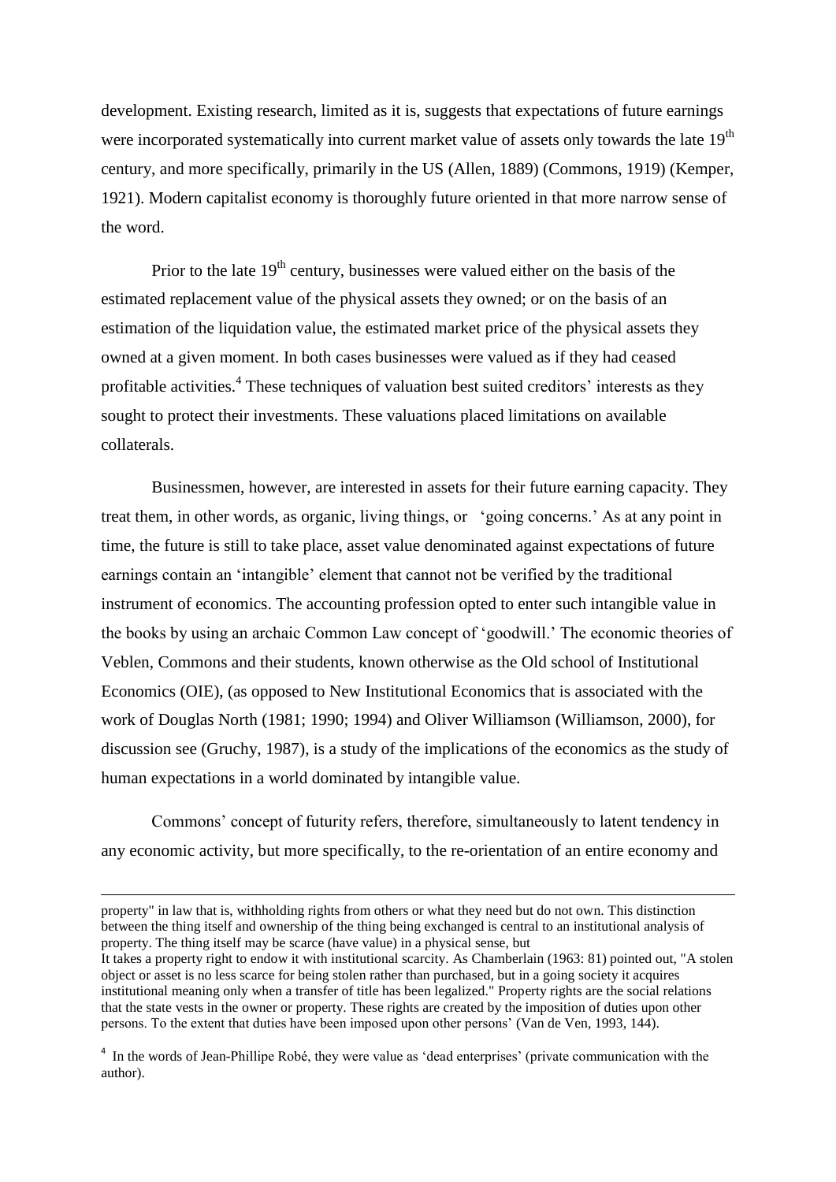development. Existing research, limited as it is, suggests that expectations of future earnings were incorporated systematically into current market value of assets only towards the late 19th century, and more specifically, primarily in the US (Allen, 1889) (Commons, 1919) (Kemper, 1921). Modern capitalist economy is thoroughly future oriented in that more narrow sense of the word.

Prior to the late 19th century, businesses were valued either on the basis of the estimated replacement value of the physical assets they owned; or on the basis of an estimation of the liquidation value, the estimated market price of the physical assets they owned at a given moment. In both cases businesses were valued as if they had ceased profitable activities.[4] These techniques of valuation best suited creditors' interests as they sought to protect their investments. These valuations placed limitations on available collaterals.

Businessmen, however, are interested in assets for their future earning capacity. They treat them, in other words, as organic, living things, or 'going concerns.' As at any point in time, the future is still to take place, asset value denominated against expectations of future earnings contain an 'intangible' element that cannot not be verified by the traditional instrument of economics. The accounting profession opted to enter such intangible value in the books by using an archaic Common Law concept of 'goodwill.' The economic theories of Veblen, Commons and their students, known otherwise as the Old school of Institutional Economics (OIE), (as opposed to New Institutional Economics that is associated with the work of Douglas North (1981; 1990; 1994) and Oliver Williamson (Williamson, 2000), for discussion see (Gruchy, 1987), is a study of the implications of the economics as the study of human expectations in a world dominated by intangible value.

Commons' concept of futurity refers, therefore, simultaneously to latent tendency in any economic activity, but more specifically, to the re-orientation of an entire economy and

---

property" in law that is, withholding rights from others or what they need but do not own. This distinction between the thing itself and ownership of the thing being exchanged is central to an institutional analysis of property. The thing itself may be scarce (have value) in a physical sense, but
It takes a property right to endow it with institutional scarcity. As Chamberlain (1963: 81) pointed out, "A stolen object or asset is no less scarce for being stolen rather than purchased, but in a going society it acquires institutional meaning only when a transfer of title has been legalized." Property rights are the social relations that the state vests in the owner or property. These rights are created by the imposition of duties upon other persons. To the extent that duties have been imposed upon other persons' (Van de Ven, 1993, 144).

[4] In the words of Jean-Phillipe Robé, they were value as 'dead enterprises' (private communication with the author).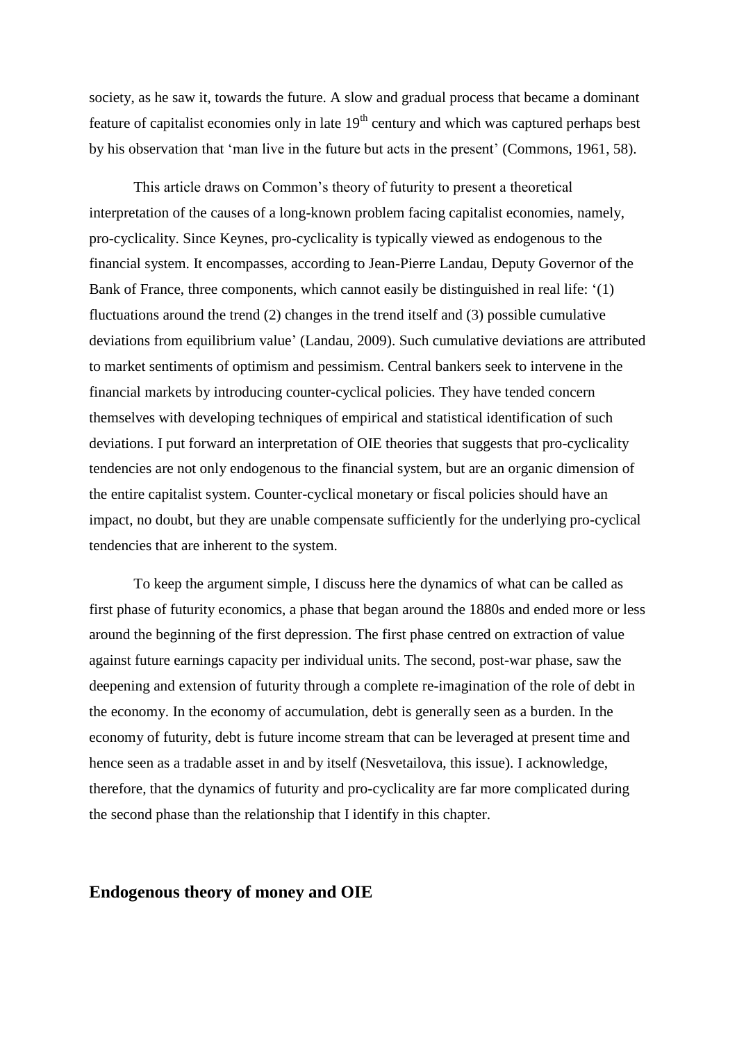society, as he saw it, towards the future. A slow and gradual process that became a dominant feature of capitalist economies only in late 19th century and which was captured perhaps best by his observation that 'man live in the future but acts in the present' (Commons, 1961, 58).

This article draws on Common's theory of futurity to present a theoretical interpretation of the causes of a long-known problem facing capitalist economies, namely, pro-cyclicality. Since Keynes, pro-cyclicality is typically viewed as endogenous to the financial system. It encompasses, according to Jean-Pierre Landau, Deputy Governor of the Bank of France, three components, which cannot easily be distinguished in real life: '(1) fluctuations around the trend (2) changes in the trend itself and (3) possible cumulative deviations from equilibrium value' (Landau, 2009). Such cumulative deviations are attributed to market sentiments of optimism and pessimism. Central bankers seek to intervene in the financial markets by introducing counter-cyclical policies. They have tended concern themselves with developing techniques of empirical and statistical identification of such deviations. I put forward an interpretation of OIE theories that suggests that pro-cyclicality tendencies are not only endogenous to the financial system, but are an organic dimension of the entire capitalist system. Counter-cyclical monetary or fiscal policies should have an impact, no doubt, but they are unable compensate sufficiently for the underlying pro-cyclical tendencies that are inherent to the system.

To keep the argument simple, I discuss here the dynamics of what can be called as first phase of futurity economics, a phase that began around the 1880s and ended more or less around the beginning of the first depression. The first phase centred on extraction of value against future earnings capacity per individual units. The second, post-war phase, saw the deepening and extension of futurity through a complete re-imagination of the role of debt in the economy. In the economy of accumulation, debt is generally seen as a burden. In the economy of futurity, debt is future income stream that can be leveraged at present time and hence seen as a tradable asset in and by itself (Nesvetailova, this issue). I acknowledge, therefore, that the dynamics of futurity and pro-cyclicality are far more complicated during the second phase than the relationship that I identify in this chapter.

## Endogenous theory of money and OIE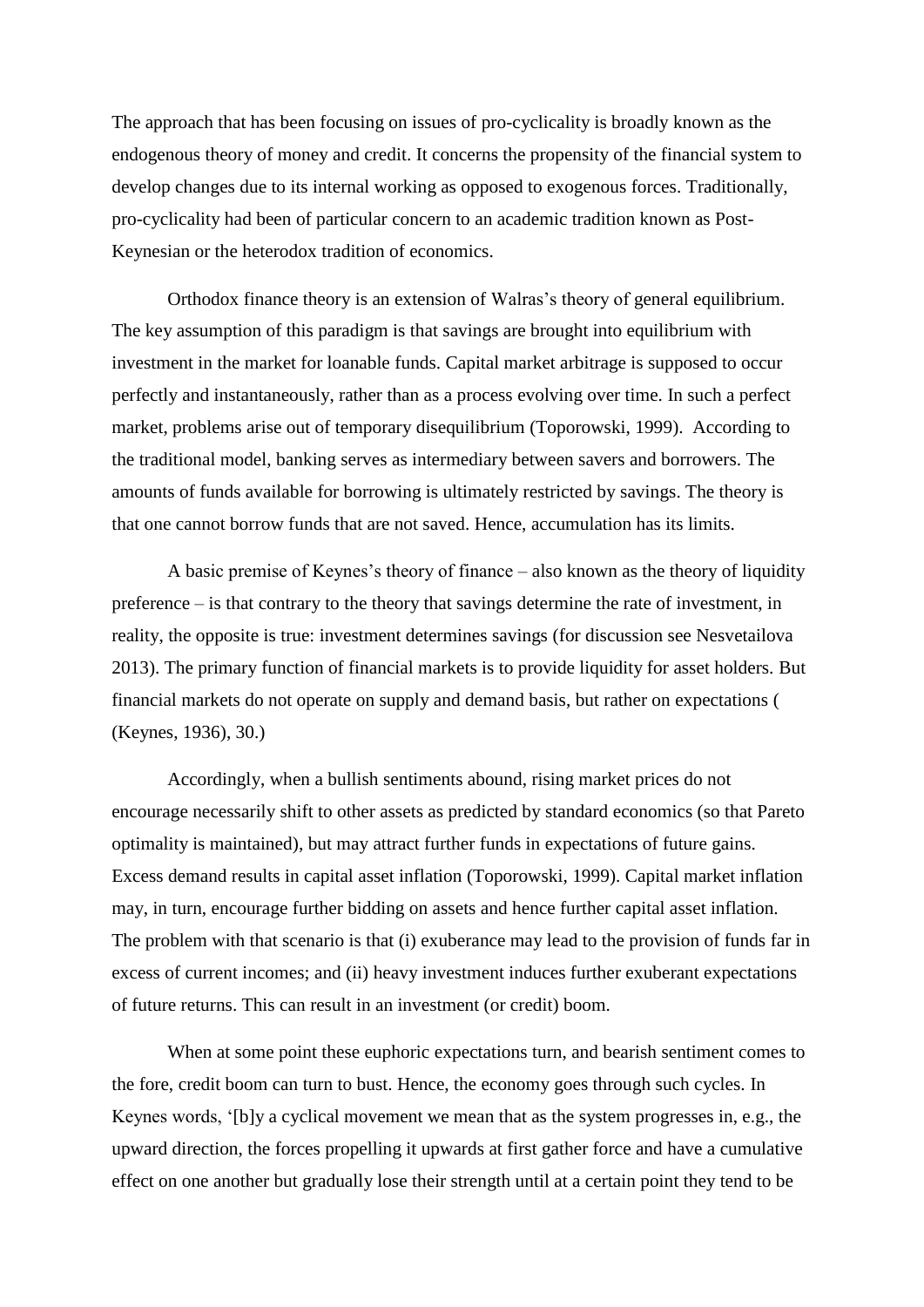The approach that has been focusing on issues of pro-cyclicality is broadly known as the endogenous theory of money and credit. It concerns the propensity of the financial system to develop changes due to its internal working as opposed to exogenous forces. Traditionally, pro-cyclicality had been of particular concern to an academic tradition known as Post-Keynesian or the heterodox tradition of economics.

Orthodox finance theory is an extension of Walras's theory of general equilibrium. The key assumption of this paradigm is that savings are brought into equilibrium with investment in the market for loanable funds. Capital market arbitrage is supposed to occur perfectly and instantaneously, rather than as a process evolving over time. In such a perfect market, problems arise out of temporary disequilibrium (Toporowski, 1999). According to the traditional model, banking serves as intermediary between savers and borrowers. The amounts of funds available for borrowing is ultimately restricted by savings. The theory is that one cannot borrow funds that are not saved. Hence, accumulation has its limits.

A basic premise of Keynes's theory of finance – also known as the theory of liquidity preference – is that contrary to the theory that savings determine the rate of investment, in reality, the opposite is true: investment determines savings (for discussion see Nesvetailova 2013). The primary function of financial markets is to provide liquidity for asset holders. But financial markets do not operate on supply and demand basis, but rather on expectations ( (Keynes, 1936), 30.)

Accordingly, when a bullish sentiments abound, rising market prices do not encourage necessarily shift to other assets as predicted by standard economics (so that Pareto optimality is maintained), but may attract further funds in expectations of future gains. Excess demand results in capital asset inflation (Toporowski, 1999). Capital market inflation may, in turn, encourage further bidding on assets and hence further capital asset inflation. The problem with that scenario is that (i) exuberance may lead to the provision of funds far in excess of current incomes; and (ii) heavy investment induces further exuberant expectations of future returns. This can result in an investment (or credit) boom.

When at some point these euphoric expectations turn, and bearish sentiment comes to the fore, credit boom can turn to bust. Hence, the economy goes through such cycles. In Keynes words, '[b]y a cyclical movement we mean that as the system progresses in, e.g., the upward direction, the forces propelling it upwards at first gather force and have a cumulative effect on one another but gradually lose their strength until at a certain point they tend to be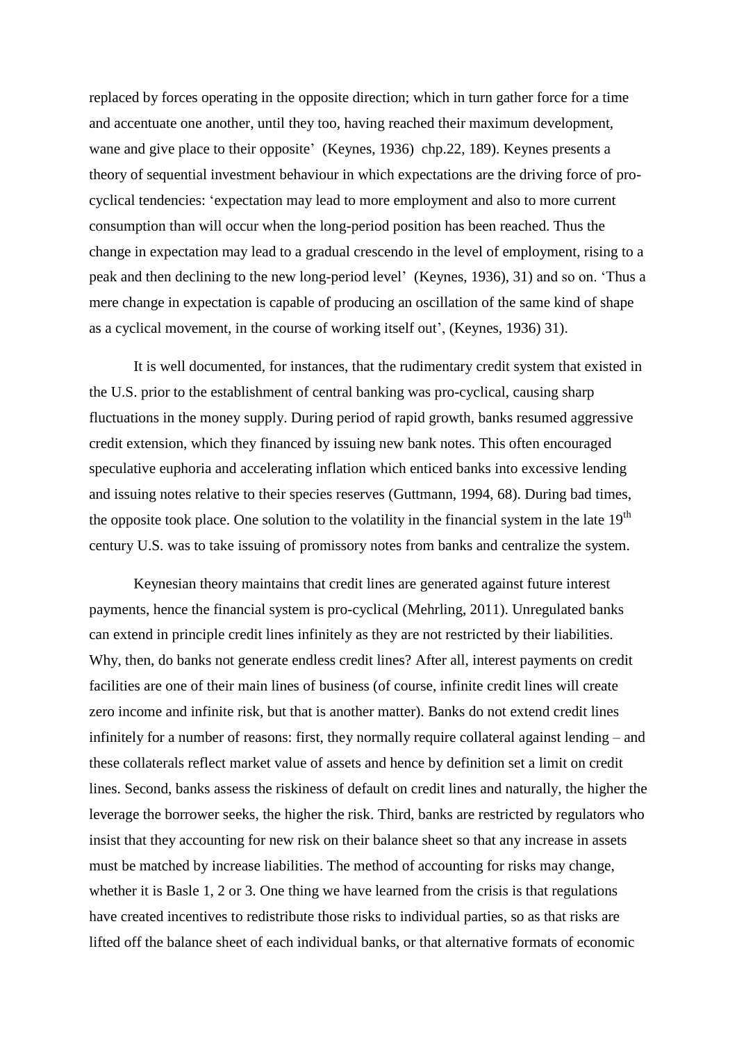replaced by forces operating in the opposite direction; which in turn gather force for a time and accentuate one another, until they too, having reached their maximum development, wane and give place to their opposite' (Keynes, 1936) chp.22, 189). Keynes presents a theory of sequential investment behaviour in which expectations are the driving force of pro-cyclical tendencies: 'expectation may lead to more employment and also to more current consumption than will occur when the long-period position has been reached. Thus the change in expectation may lead to a gradual crescendo in the level of employment, rising to a peak and then declining to the new long-period level' (Keynes, 1936), 31) and so on. 'Thus a mere change in expectation is capable of producing an oscillation of the same kind of shape as a cyclical movement, in the course of working itself out', (Keynes, 1936) 31).

It is well documented, for instances, that the rudimentary credit system that existed in the U.S. prior to the establishment of central banking was pro-cyclical, causing sharp fluctuations in the money supply. During period of rapid growth, banks resumed aggressive credit extension, which they financed by issuing new bank notes. This often encouraged speculative euphoria and accelerating inflation which enticed banks into excessive lending and issuing notes relative to their species reserves (Guttmann, 1994, 68). During bad times, the opposite took place. One solution to the volatility in the financial system in the late 19th century U.S. was to take issuing of promissory notes from banks and centralize the system.

Keynesian theory maintains that credit lines are generated against future interest payments, hence the financial system is pro-cyclical (Mehrling, 2011). Unregulated banks can extend in principle credit lines infinitely as they are not restricted by their liabilities. Why, then, do banks not generate endless credit lines? After all, interest payments on credit facilities are one of their main lines of business (of course, infinite credit lines will create zero income and infinite risk, but that is another matter). Banks do not extend credit lines infinitely for a number of reasons: first, they normally require collateral against lending – and these collaterals reflect market value of assets and hence by definition set a limit on credit lines. Second, banks assess the riskiness of default on credit lines and naturally, the higher the leverage the borrower seeks, the higher the risk. Third, banks are restricted by regulators who insist that they accounting for new risk on their balance sheet so that any increase in assets must be matched by increase liabilities. The method of accounting for risks may change, whether it is Basle 1, 2 or 3. One thing we have learned from the crisis is that regulations have created incentives to redistribute those risks to individual parties, so as that risks are lifted off the balance sheet of each individual banks, or that alternative formats of economic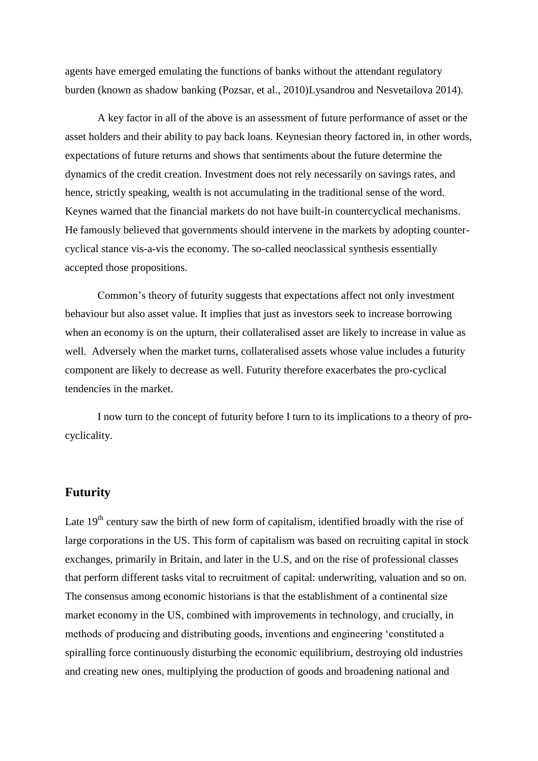agents have emerged emulating the functions of banks without the attendant regulatory burden (known as shadow banking (Pozsar, et al., 2010)Lysandrou and Nesvetailova 2014).

A key factor in all of the above is an assessment of future performance of asset or the asset holders and their ability to pay back loans. Keynesian theory factored in, in other words, expectations of future returns and shows that sentiments about the future determine the dynamics of the credit creation. Investment does not rely necessarily on savings rates, and hence, strictly speaking, wealth is not accumulating in the traditional sense of the word. Keynes warned that the financial markets do not have built-in countercyclical mechanisms. He famously believed that governments should intervene in the markets by adopting counter-cyclical stance vis-a-vis the economy. The so-called neoclassical synthesis essentially accepted those propositions.

Common's theory of futurity suggests that expectations affect not only investment behaviour but also asset value. It implies that just as investors seek to increase borrowing when an economy is on the upturn, their collateralised asset are likely to increase in value as well. Adversely when the market turns, collateralised assets whose value includes a futurity component are likely to decrease as well. Futurity therefore exacerbates the pro-cyclical tendencies in the market.

I now turn to the concept of futurity before I turn to its implications to a theory of pro-cyclicality.

## Futurity

Late 19th century saw the birth of new form of capitalism, identified broadly with the rise of large corporations in the US. This form of capitalism was based on recruiting capital in stock exchanges, primarily in Britain, and later in the U.S, and on the rise of professional classes that perform different tasks vital to recruitment of capital: underwriting, valuation and so on. The consensus among economic historians is that the establishment of a continental size market economy in the US, combined with improvements in technology, and crucially, in methods of producing and distributing goods, inventions and engineering 'constituted a spiralling force continuously disturbing the economic equilibrium, destroying old industries and creating new ones, multiplying the production of goods and broadening national and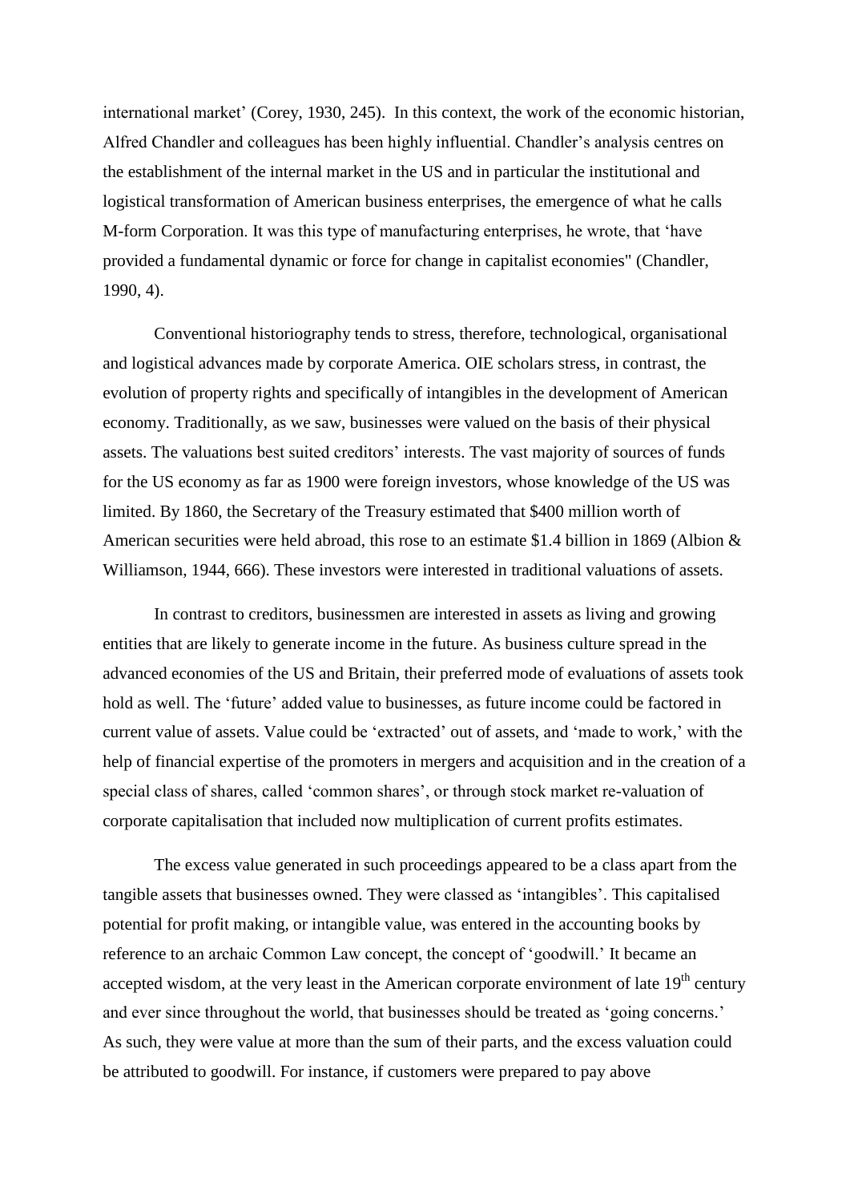international market' (Corey, 1930, 245). In this context, the work of the economic historian, Alfred Chandler and colleagues has been highly influential. Chandler's analysis centres on the establishment of the internal market in the US and in particular the institutional and logistical transformation of American business enterprises, the emergence of what he calls M-form Corporation. It was this type of manufacturing enterprises, he wrote, that 'have provided a fundamental dynamic or force for change in capitalist economies" (Chandler, 1990, 4).

Conventional historiography tends to stress, therefore, technological, organisational and logistical advances made by corporate America. OIE scholars stress, in contrast, the evolution of property rights and specifically of intangibles in the development of American economy. Traditionally, as we saw, businesses were valued on the basis of their physical assets. The valuations best suited creditors' interests. The vast majority of sources of funds for the US economy as far as 1900 were foreign investors, whose knowledge of the US was limited. By 1860, the Secretary of the Treasury estimated that $400 million worth of American securities were held abroad, this rose to an estimate $1.4 billion in 1869 (Albion & Williamson, 1944, 666). These investors were interested in traditional valuations of assets.

In contrast to creditors, businessmen are interested in assets as living and growing entities that are likely to generate income in the future. As business culture spread in the advanced economies of the US and Britain, their preferred mode of evaluations of assets took hold as well. The 'future' added value to businesses, as future income could be factored in current value of assets. Value could be 'extracted' out of assets, and 'made to work,' with the help of financial expertise of the promoters in mergers and acquisition and in the creation of a special class of shares, called 'common shares', or through stock market re-valuation of corporate capitalisation that included now multiplication of current profits estimates.

The excess value generated in such proceedings appeared to be a class apart from the tangible assets that businesses owned. They were classed as 'intangibles'. This capitalised potential for profit making, or intangible value, was entered in the accounting books by reference to an archaic Common Law concept, the concept of 'goodwill.' It became an accepted wisdom, at the very least in the American corporate environment of late 19th century and ever since throughout the world, that businesses should be treated as 'going concerns.' As such, they were value at more than the sum of their parts, and the excess valuation could be attributed to goodwill. For instance, if customers were prepared to pay above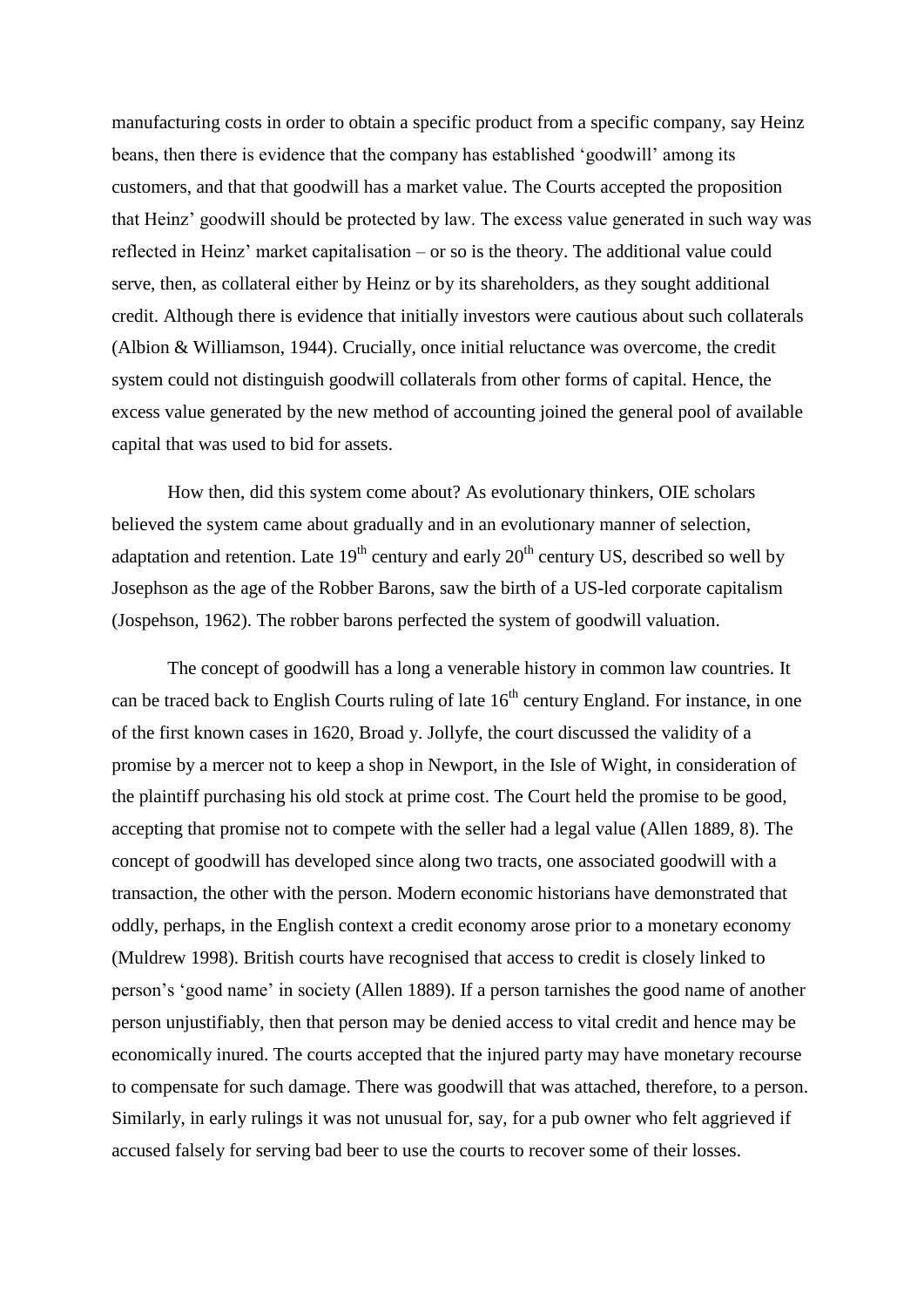manufacturing costs in order to obtain a specific product from a specific company, say Heinz beans, then there is evidence that the company has established 'goodwill' among its customers, and that that goodwill has a market value. The Courts accepted the proposition that Heinz' goodwill should be protected by law. The excess value generated in such way was reflected in Heinz' market capitalisation – or so is the theory. The additional value could serve, then, as collateral either by Heinz or by its shareholders, as they sought additional credit. Although there is evidence that initially investors were cautious about such collaterals (Albion & Williamson, 1944). Crucially, once initial reluctance was overcome, the credit system could not distinguish goodwill collaterals from other forms of capital. Hence, the excess value generated by the new method of accounting joined the general pool of available capital that was used to bid for assets.

How then, did this system come about? As evolutionary thinkers, OIE scholars believed the system came about gradually and in an evolutionary manner of selection, adaptation and retention. Late 19th century and early 20th century US, described so well by Josephson as the age of the Robber Barons, saw the birth of a US-led corporate capitalism (Jospehson, 1962). The robber barons perfected the system of goodwill valuation.

The concept of goodwill has a long a venerable history in common law countries. It can be traced back to English Courts ruling of late 16th century England. For instance, in one of the first known cases in 1620, Broad y. Jollyfe, the court discussed the validity of a promise by a mercer not to keep a shop in Newport, in the Isle of Wight, in consideration of the plaintiff purchasing his old stock at prime cost. The Court held the promise to be good, accepting that promise not to compete with the seller had a legal value (Allen 1889, 8). The concept of goodwill has developed since along two tracts, one associated goodwill with a transaction, the other with the person. Modern economic historians have demonstrated that oddly, perhaps, in the English context a credit economy arose prior to a monetary economy (Muldrew 1998). British courts have recognised that access to credit is closely linked to person's 'good name' in society (Allen 1889). If a person tarnishes the good name of another person unjustifiably, then that person may be denied access to vital credit and hence may be economically inured. The courts accepted that the injured party may have monetary recourse to compensate for such damage. There was goodwill that was attached, therefore, to a person. Similarly, in early rulings it was not unusual for, say, for a pub owner who felt aggrieved if accused falsely for serving bad beer to use the courts to recover some of their losses.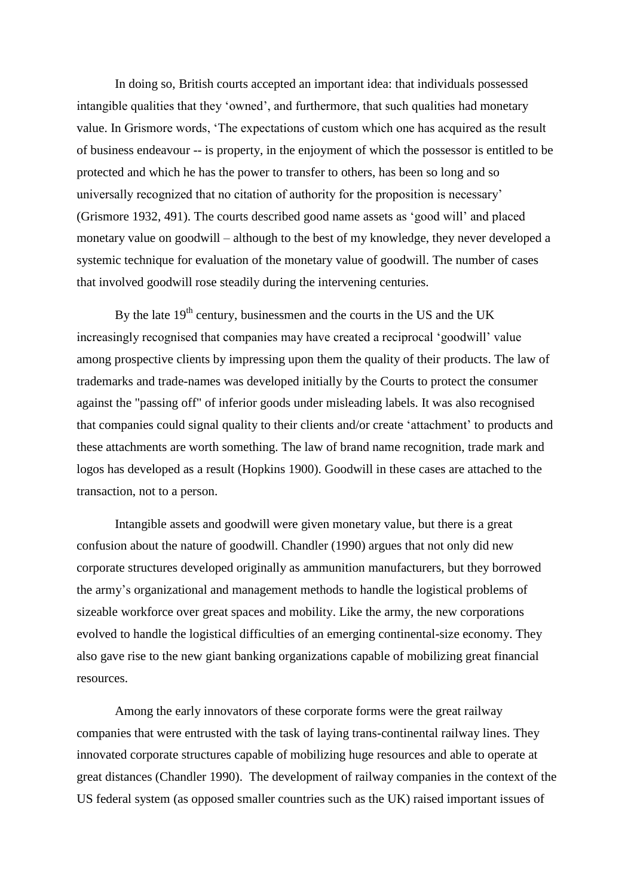In doing so, British courts accepted an important idea: that individuals possessed intangible qualities that they 'owned', and furthermore, that such qualities had monetary value. In Grismore words, 'The expectations of custom which one has acquired as the result of business endeavour -- is property, in the enjoyment of which the possessor is entitled to be protected and which he has the power to transfer to others, has been so long and so universally recognized that no citation of authority for the proposition is necessary' (Grismore 1932, 491). The courts described good name assets as 'good will' and placed monetary value on goodwill – although to the best of my knowledge, they never developed a systemic technique for evaluation of the monetary value of goodwill. The number of cases that involved goodwill rose steadily during the intervening centuries.

By the late 19th century, businessmen and the courts in the US and the UK increasingly recognised that companies may have created a reciprocal 'goodwill' value among prospective clients by impressing upon them the quality of their products. The law of trademarks and trade-names was developed initially by the Courts to protect the consumer against the "passing off" of inferior goods under misleading labels. It was also recognised that companies could signal quality to their clients and/or create 'attachment' to products and these attachments are worth something. The law of brand name recognition, trade mark and logos has developed as a result (Hopkins 1900). Goodwill in these cases are attached to the transaction, not to a person.

Intangible assets and goodwill were given monetary value, but there is a great confusion about the nature of goodwill. Chandler (1990) argues that not only did new corporate structures developed originally as ammunition manufacturers, but they borrowed the army's organizational and management methods to handle the logistical problems of sizeable workforce over great spaces and mobility. Like the army, the new corporations evolved to handle the logistical difficulties of an emerging continental-size economy. They also gave rise to the new giant banking organizations capable of mobilizing great financial resources.

Among the early innovators of these corporate forms were the great railway companies that were entrusted with the task of laying trans-continental railway lines. They innovated corporate structures capable of mobilizing huge resources and able to operate at great distances (Chandler 1990). The development of railway companies in the context of the US federal system (as opposed smaller countries such as the UK) raised important issues of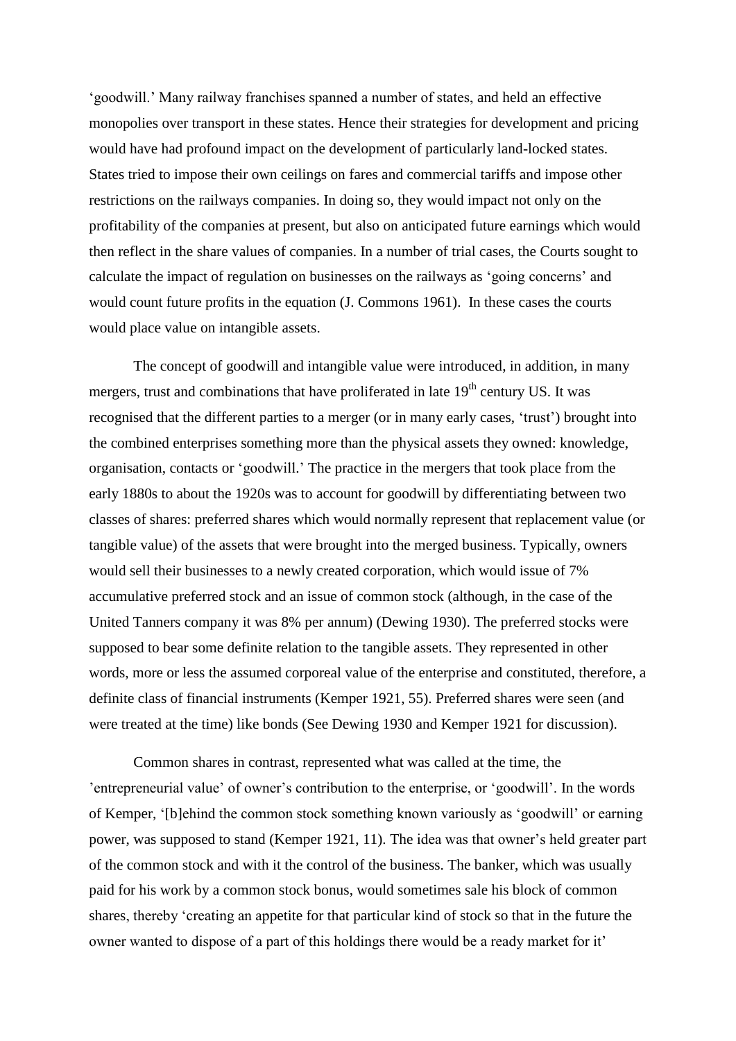'goodwill.' Many railway franchises spanned a number of states, and held an effective monopolies over transport in these states. Hence their strategies for development and pricing would have had profound impact on the development of particularly land-locked states. States tried to impose their own ceilings on fares and commercial tariffs and impose other restrictions on the railways companies. In doing so, they would impact not only on the profitability of the companies at present, but also on anticipated future earnings which would then reflect in the share values of companies. In a number of trial cases, the Courts sought to calculate the impact of regulation on businesses on the railways as 'going concerns' and would count future profits in the equation (J. Commons 1961). In these cases the courts would place value on intangible assets.

The concept of goodwill and intangible value were introduced, in addition, in many mergers, trust and combinations that have proliferated in late 19th century US. It was recognised that the different parties to a merger (or in many early cases, 'trust') brought into the combined enterprises something more than the physical assets they owned: knowledge, organisation, contacts or 'goodwill.' The practice in the mergers that took place from the early 1880s to about the 1920s was to account for goodwill by differentiating between two classes of shares: preferred shares which would normally represent that replacement value (or tangible value) of the assets that were brought into the merged business. Typically, owners would sell their businesses to a newly created corporation, which would issue of 7% accumulative preferred stock and an issue of common stock (although, in the case of the United Tanners company it was 8% per annum) (Dewing 1930). The preferred stocks were supposed to bear some definite relation to the tangible assets. They represented in other words, more or less the assumed corporeal value of the enterprise and constituted, therefore, a definite class of financial instruments (Kemper 1921, 55). Preferred shares were seen (and were treated at the time) like bonds (See Dewing 1930 and Kemper 1921 for discussion).

Common shares in contrast, represented what was called at the time, the 'entrepreneurial value' of owner's contribution to the enterprise, or 'goodwill'. In the words of Kemper, '[b]ehind the common stock something known variously as 'goodwill' or earning power, was supposed to stand (Kemper 1921, 11). The idea was that owner's held greater part of the common stock and with it the control of the business. The banker, which was usually paid for his work by a common stock bonus, would sometimes sale his block of common shares, thereby 'creating an appetite for that particular kind of stock so that in the future the owner wanted to dispose of a part of this holdings there would be a ready market for it'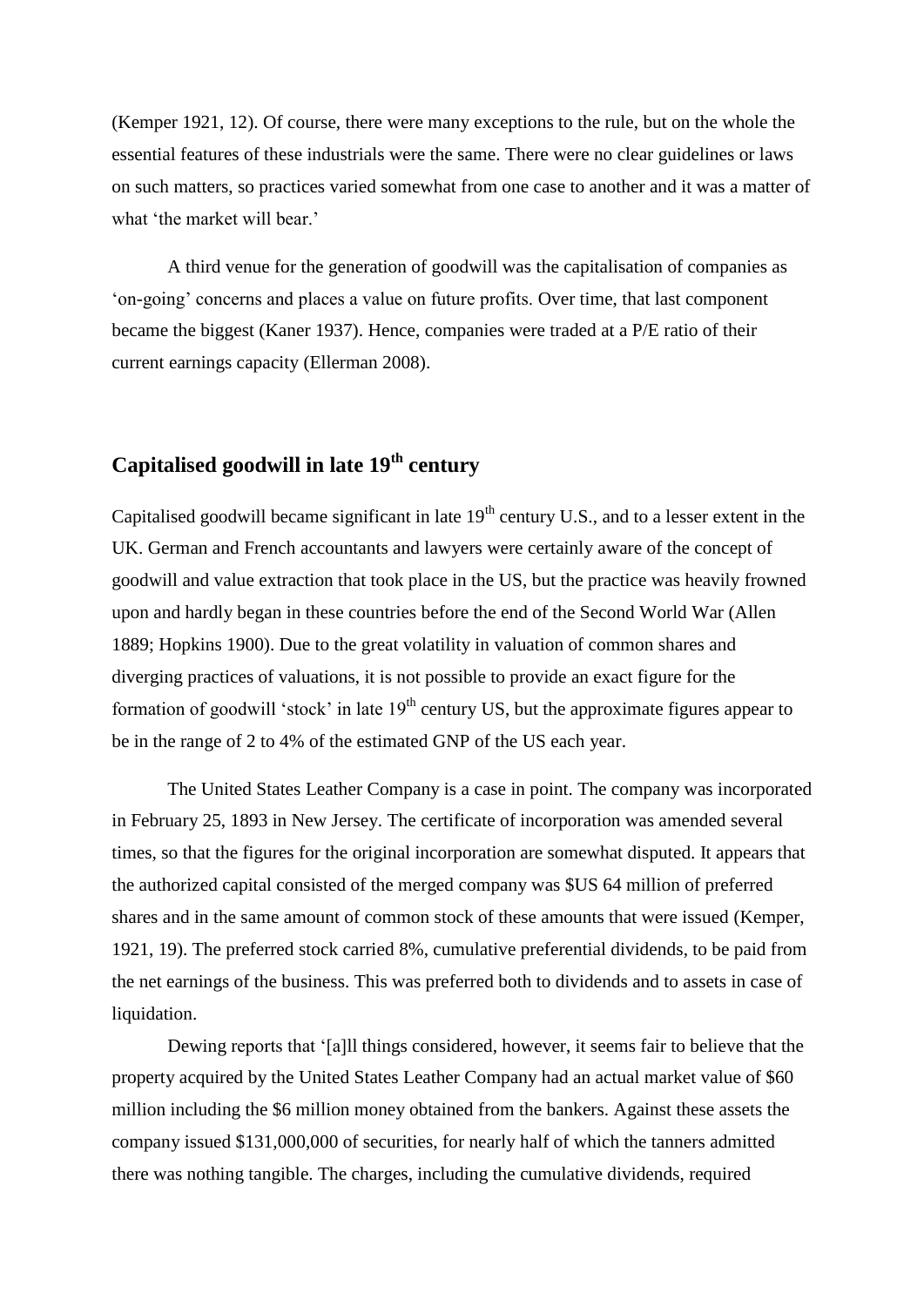(Kemper 1921, 12). Of course, there were many exceptions to the rule, but on the whole the essential features of these industrials were the same. There were no clear guidelines or laws on such matters, so practices varied somewhat from one case to another and it was a matter of what 'the market will bear.'

A third venue for the generation of goodwill was the capitalisation of companies as 'on-going' concerns and places a value on future profits. Over time, that last component became the biggest (Kaner 1937). Hence, companies were traded at a P/E ratio of their current earnings capacity (Ellerman 2008).

## Capitalised goodwill in late 19th century

Capitalised goodwill became significant in late 19th century U.S., and to a lesser extent in the UK. German and French accountants and lawyers were certainly aware of the concept of goodwill and value extraction that took place in the US, but the practice was heavily frowned upon and hardly began in these countries before the end of the Second World War (Allen 1889; Hopkins 1900). Due to the great volatility in valuation of common shares and diverging practices of valuations, it is not possible to provide an exact figure for the formation of goodwill 'stock' in late 19th century US, but the approximate figures appear to be in the range of 2 to 4% of the estimated GNP of the US each year.

The United States Leather Company is a case in point. The company was incorporated in February 25, 1893 in New Jersey. The certificate of incorporation was amended several times, so that the figures for the original incorporation are somewhat disputed. It appears that the authorized capital consisted of the merged company was $US 64 million of preferred shares and in the same amount of common stock of these amounts that were issued (Kemper, 1921, 19). The preferred stock carried 8%, cumulative preferential dividends, to be paid from the net earnings of the business. This was preferred both to dividends and to assets in case of liquidation.

Dewing reports that '[a]ll things considered, however, it seems fair to believe that the property acquired by the United States Leather Company had an actual market value of $60 million including the $6 million money obtained from the bankers. Against these assets the company issued $131,000,000 of securities, for nearly half of which the tanners admitted there was nothing tangible. The charges, including the cumulative dividends, required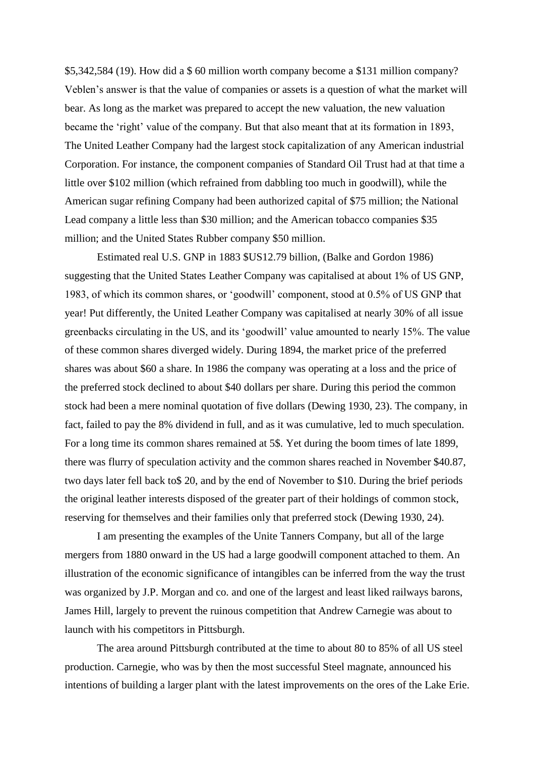$5,342,584 (19). How did a $ 60 million worth company become a $131 million company? Veblen's answer is that the value of companies or assets is a question of what the market will bear. As long as the market was prepared to accept the new valuation, the new valuation became the 'right' value of the company. But that also meant that at its formation in 1893, The United Leather Company had the largest stock capitalization of any American industrial Corporation. For instance, the component companies of Standard Oil Trust had at that time a little over $102 million (which refrained from dabbling too much in goodwill), while the American sugar refining Company had been authorized capital of $75 million; the National Lead company a little less than $30 million; and the American tobacco companies $35 million; and the United States Rubber company $50 million.

Estimated real U.S. GNP in 1883 $US12.79 billion, (Balke and Gordon 1986) suggesting that the United States Leather Company was capitalised at about 1% of US GNP, 1983, of which its common shares, or 'goodwill' component, stood at 0.5% of US GNP that year! Put differently, the United Leather Company was capitalised at nearly 30% of all issue greenbacks circulating in the US, and its 'goodwill' value amounted to nearly 15%. The value of these common shares diverged widely. During 1894, the market price of the preferred shares was about $60 a share. In 1986 the company was operating at a loss and the price of the preferred stock declined to about $40 dollars per share. During this period the common stock had been a mere nominal quotation of five dollars (Dewing 1930, 23). The company, in fact, failed to pay the 8% dividend in full, and as it was cumulative, led to much speculation. For a long time its common shares remained at 5$. Yet during the boom times of late 1899, there was flurry of speculation activity and the common shares reached in November $40.87, two days later fell back to$ 20, and by the end of November to $10. During the brief periods the original leather interests disposed of the greater part of their holdings of common stock, reserving for themselves and their families only that preferred stock (Dewing 1930, 24).

I am presenting the examples of the Unite Tanners Company, but all of the large mergers from 1880 onward in the US had a large goodwill component attached to them. An illustration of the economic significance of intangibles can be inferred from the way the trust was organized by J.P. Morgan and co. and one of the largest and least liked railways barons, James Hill, largely to prevent the ruinous competition that Andrew Carnegie was about to launch with his competitors in Pittsburgh.

The area around Pittsburgh contributed at the time to about 80 to 85% of all US steel production. Carnegie, who was by then the most successful Steel magnate, announced his intentions of building a larger plant with the latest improvements on the ores of the Lake Erie.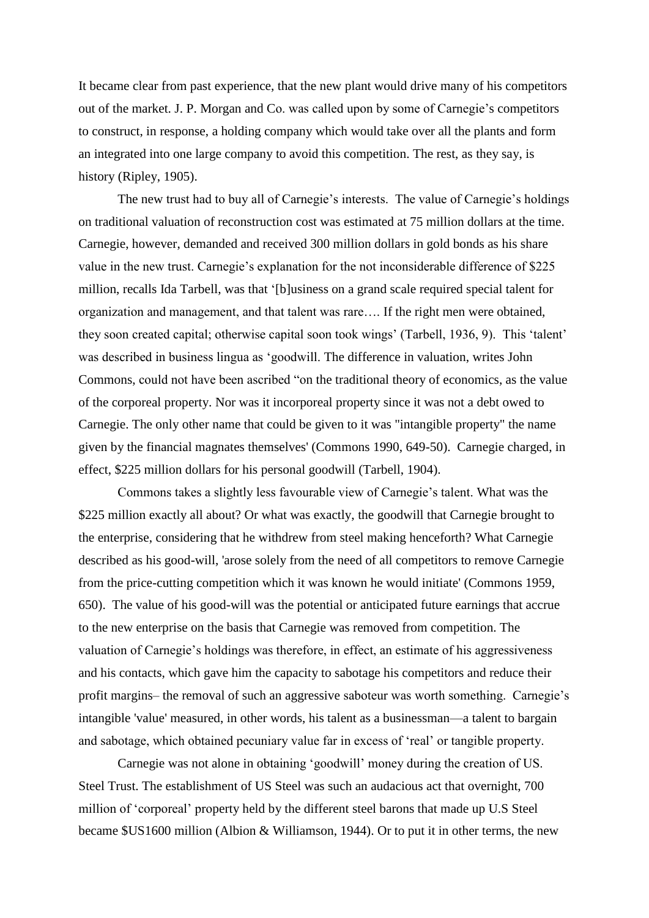It became clear from past experience, that the new plant would drive many of his competitors out of the market. J. P. Morgan and Co. was called upon by some of Carnegie's competitors to construct, in response, a holding company which would take over all the plants and form an integrated into one large company to avoid this competition. The rest, as they say, is history (Ripley, 1905).

The new trust had to buy all of Carnegie's interests. The value of Carnegie's holdings on traditional valuation of reconstruction cost was estimated at 75 million dollars at the time. Carnegie, however, demanded and received 300 million dollars in gold bonds as his share value in the new trust. Carnegie's explanation for the not inconsiderable difference of $225 million, recalls Ida Tarbell, was that '[b]usiness on a grand scale required special talent for organization and management, and that talent was rare…. If the right men were obtained, they soon created capital; otherwise capital soon took wings' (Tarbell, 1936, 9). This 'talent' was described in business lingua as 'goodwill. The difference in valuation, writes John Commons, could not have been ascribed "on the traditional theory of economics, as the value of the corporeal property. Nor was it incorporeal property since it was not a debt owed to Carnegie. The only other name that could be given to it was "intangible property" the name given by the financial magnates themselves' (Commons 1990, 649-50). Carnegie charged, in effect, $225 million dollars for his personal goodwill (Tarbell, 1904).

Commons takes a slightly less favourable view of Carnegie's talent. What was the $225 million exactly all about? Or what was exactly, the goodwill that Carnegie brought to the enterprise, considering that he withdrew from steel making henceforth? What Carnegie described as his good-will, 'arose solely from the need of all competitors to remove Carnegie from the price-cutting competition which it was known he would initiate' (Commons 1959, 650). The value of his good-will was the potential or anticipated future earnings that accrue to the new enterprise on the basis that Carnegie was removed from competition. The valuation of Carnegie's holdings was therefore, in effect, an estimate of his aggressiveness and his contacts, which gave him the capacity to sabotage his competitors and reduce their profit margins– the removal of such an aggressive saboteur was worth something. Carnegie's intangible 'value' measured, in other words, his talent as a businessman—a talent to bargain and sabotage, which obtained pecuniary value far in excess of 'real' or tangible property.

Carnegie was not alone in obtaining 'goodwill' money during the creation of US. Steel Trust. The establishment of US Steel was such an audacious act that overnight, 700 million of 'corporeal' property held by the different steel barons that made up U.S Steel became $US1600 million (Albion & Williamson, 1944). Or to put it in other terms, the new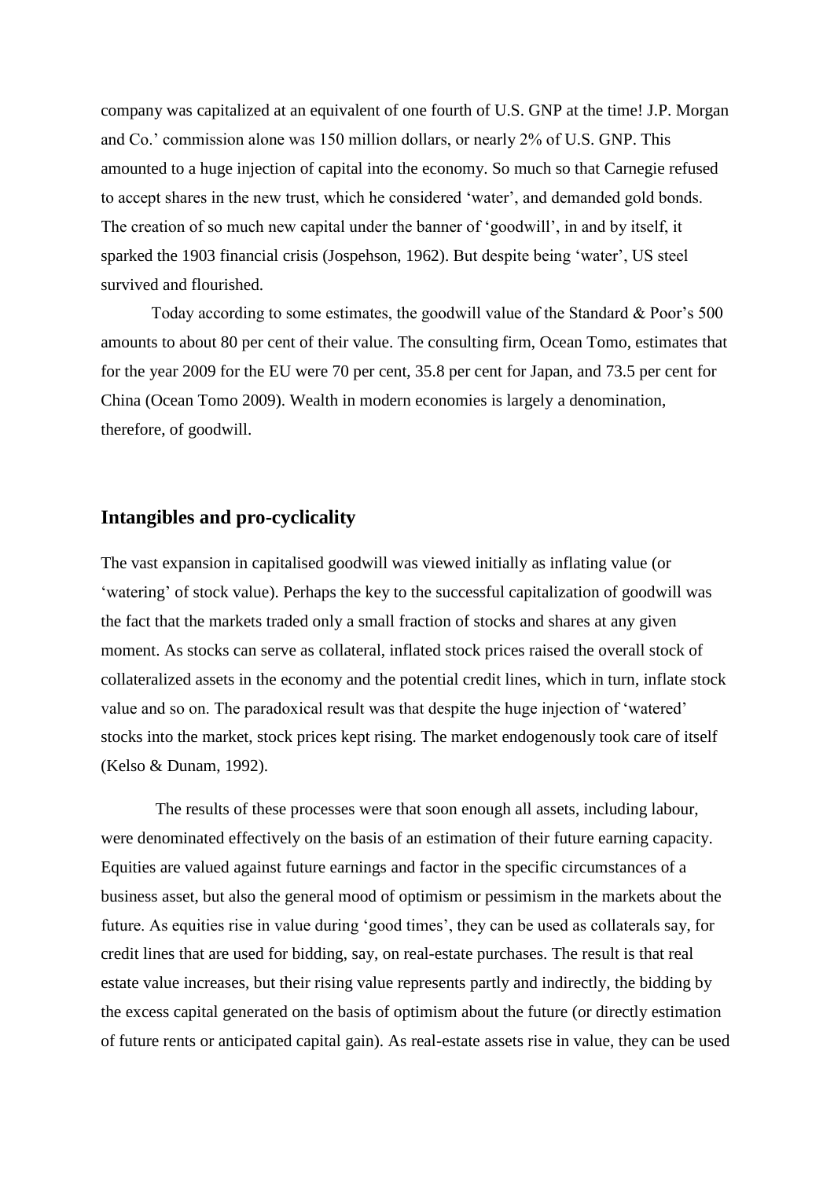company was capitalized at an equivalent of one fourth of U.S. GNP at the time! J.P. Morgan and Co.' commission alone was 150 million dollars, or nearly 2% of U.S. GNP. This amounted to a huge injection of capital into the economy. So much so that Carnegie refused to accept shares in the new trust, which he considered 'water', and demanded gold bonds. The creation of so much new capital under the banner of 'goodwill', in and by itself, it sparked the 1903 financial crisis (Jospehson, 1962). But despite being 'water', US steel survived and flourished.

Today according to some estimates, the goodwill value of the Standard & Poor's 500 amounts to about 80 per cent of their value. The consulting firm, Ocean Tomo, estimates that for the year 2009 for the EU were 70 per cent, 35.8 per cent for Japan, and 73.5 per cent for China (Ocean Tomo 2009). Wealth in modern economies is largely a denomination, therefore, of goodwill.

## Intangibles and pro-cyclicality

The vast expansion in capitalised goodwill was viewed initially as inflating value (or 'watering' of stock value). Perhaps the key to the successful capitalization of goodwill was the fact that the markets traded only a small fraction of stocks and shares at any given moment. As stocks can serve as collateral, inflated stock prices raised the overall stock of collateralized assets in the economy and the potential credit lines, which in turn, inflate stock value and so on. The paradoxical result was that despite the huge injection of 'watered' stocks into the market, stock prices kept rising. The market endogenously took care of itself (Kelso & Dunam, 1992).

The results of these processes were that soon enough all assets, including labour, were denominated effectively on the basis of an estimation of their future earning capacity. Equities are valued against future earnings and factor in the specific circumstances of a business asset, but also the general mood of optimism or pessimism in the markets about the future. As equities rise in value during 'good times', they can be used as collaterals say, for credit lines that are used for bidding, say, on real-estate purchases. The result is that real estate value increases, but their rising value represents partly and indirectly, the bidding by the excess capital generated on the basis of optimism about the future (or directly estimation of future rents or anticipated capital gain). As real-estate assets rise in value, they can be used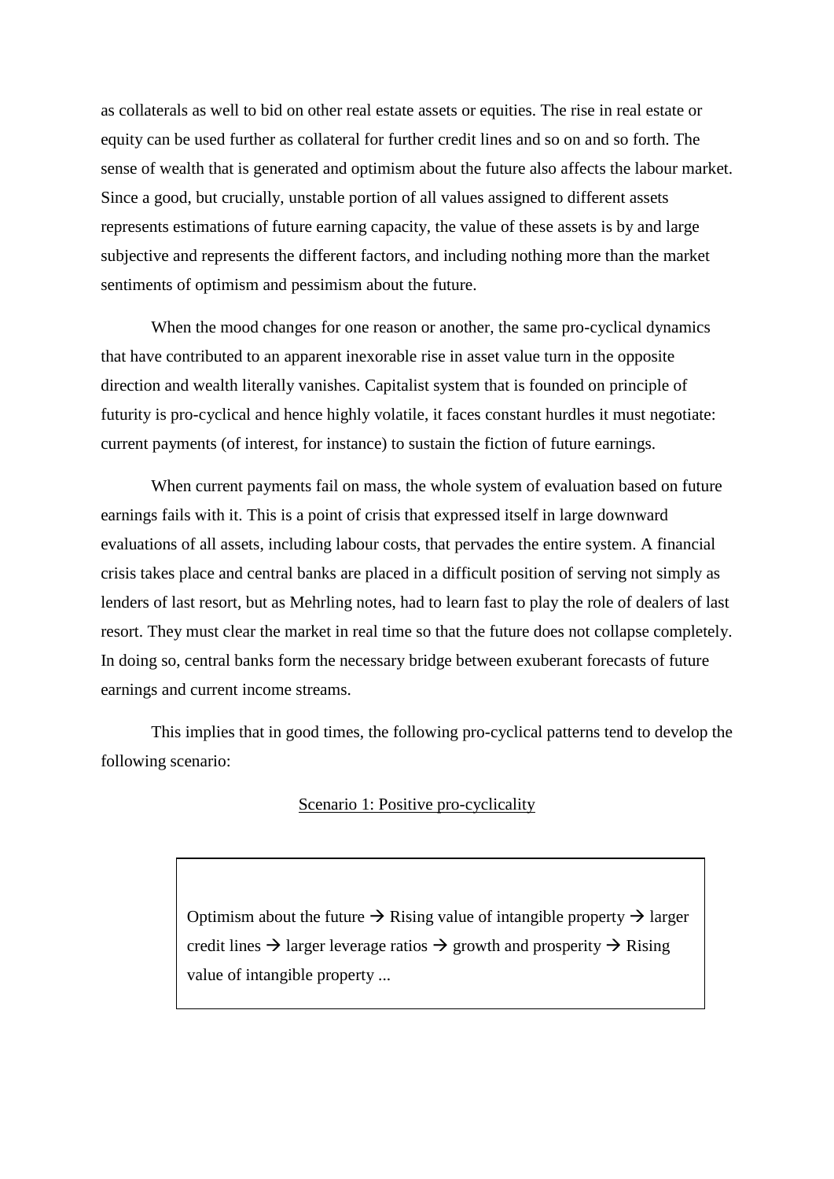as collaterals as well to bid on other real estate assets or equities. The rise in real estate or equity can be used further as collateral for further credit lines and so on and so forth. The sense of wealth that is generated and optimism about the future also affects the labour market. Since a good, but crucially, unstable portion of all values assigned to different assets represents estimations of future earning capacity, the value of these assets is by and large subjective and represents the different factors, and including nothing more than the market sentiments of optimism and pessimism about the future.

When the mood changes for one reason or another, the same pro-cyclical dynamics that have contributed to an apparent inexorable rise in asset value turn in the opposite direction and wealth literally vanishes. Capitalist system that is founded on principle of futurity is pro-cyclical and hence highly volatile, it faces constant hurdles it must negotiate: current payments (of interest, for instance) to sustain the fiction of future earnings.

When current payments fail on mass, the whole system of evaluation based on future earnings fails with it. This is a point of crisis that expressed itself in large downward evaluations of all assets, including labour costs, that pervades the entire system. A financial crisis takes place and central banks are placed in a difficult position of serving not simply as lenders of last resort, but as Mehrling notes, had to learn fast to play the role of dealers of last resort. They must clear the market in real time so that the future does not collapse completely. In doing so, central banks form the necessary bridge between exuberant forecasts of future earnings and current income streams.

This implies that in good times, the following pro-cyclical patterns tend to develop the following scenario:

<u>Scenario 1: Positive pro-cyclicality</u>

> Optimism about the future → Rising value of intangible property → larger credit lines → larger leverage ratios → growth and prosperity → Rising value of intangible property ...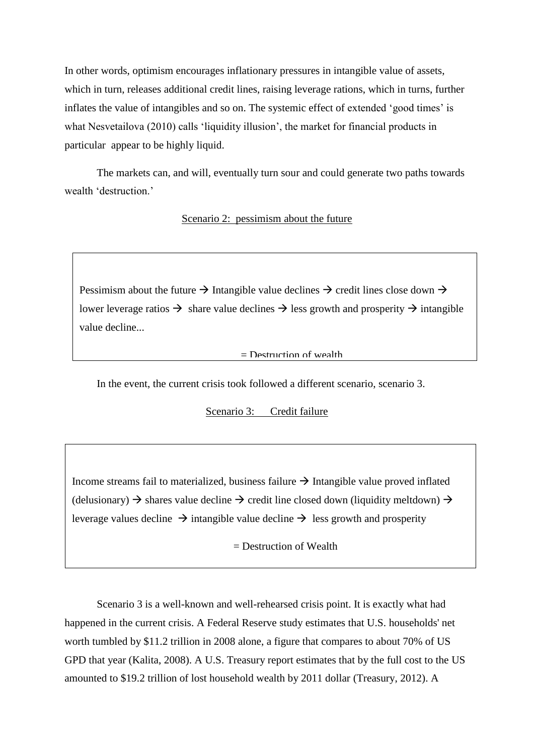In other words, optimism encourages inflationary pressures in intangible value of assets, which in turn, releases additional credit lines, raising leverage rations, which in turns, further inflates the value of intangibles and so on. The systemic effect of extended 'good times' is what Nesvetailova (2010) calls 'liquidity illusion', the market for financial products in particular appear to be highly liquid.

The markets can, and will, eventually turn sour and could generate two paths towards wealth 'destruction.'

Scenario 2: pessimism about the future

> Pessimism about the future → Intangible value declines → credit lines close down → lower leverage ratios → share value declines → less growth and prosperity → intangible value decline...
>
> = Destruction of wealth

In the event, the current crisis took followed a different scenario, scenario 3.

Scenario 3: Credit failure

> Income streams fail to materialized, business failure → Intangible value proved inflated (delusionary) → shares value decline → credit line closed down (liquidity meltdown) → leverage values decline → intangible value decline → less growth and prosperity
>
> = Destruction of Wealth

Scenario 3 is a well-known and well-rehearsed crisis point. It is exactly what had happened in the current crisis. A Federal Reserve study estimates that U.S. households' net worth tumbled by $11.2 trillion in 2008 alone, a figure that compares to about 70% of US GPD that year (Kalita, 2008). A U.S. Treasury report estimates that by the full cost to the US amounted to $19.2 trillion of lost household wealth by 2011 dollar (Treasury, 2012). A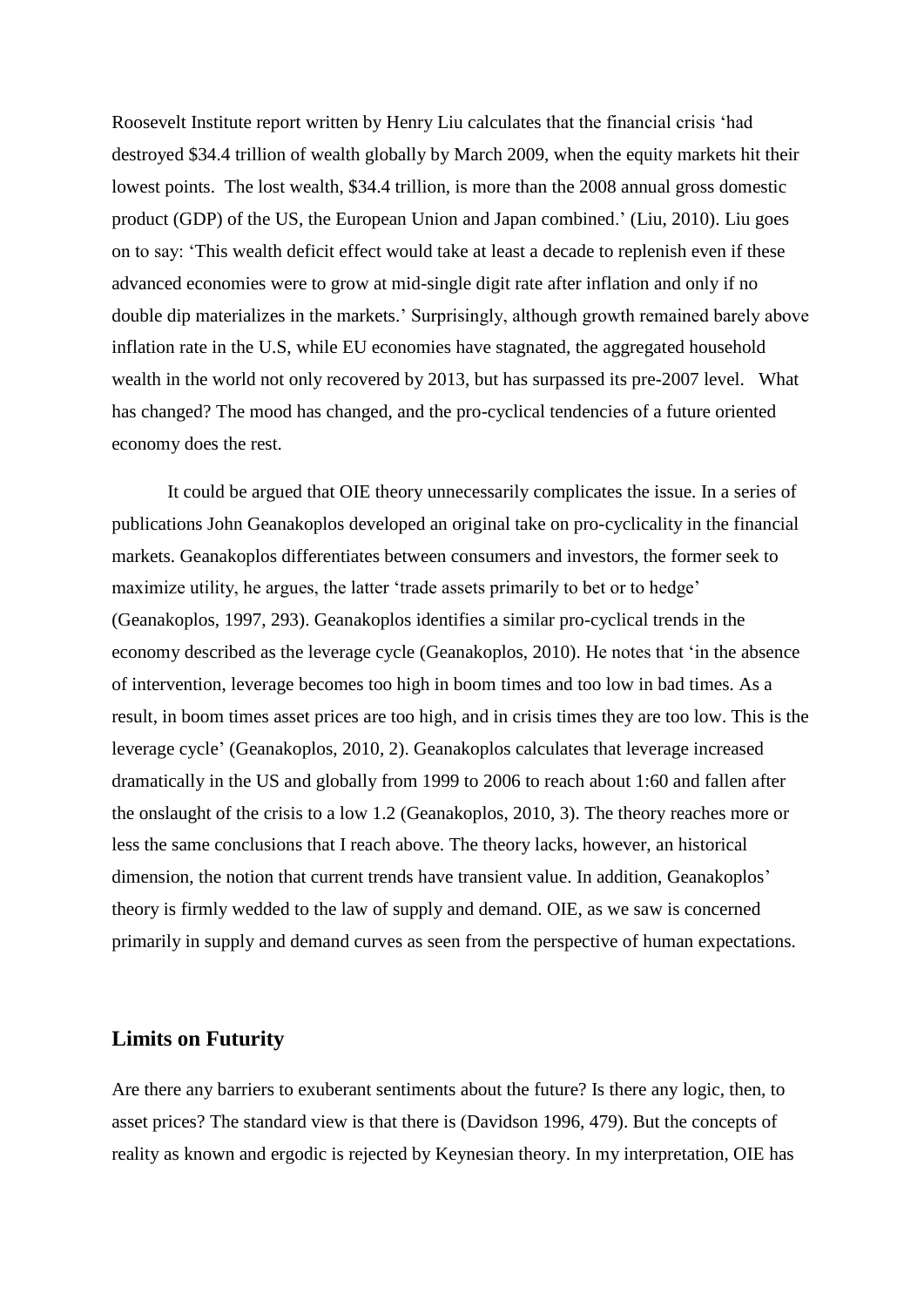Roosevelt Institute report written by Henry Liu calculates that the financial crisis 'had destroyed $34.4 trillion of wealth globally by March 2009, when the equity markets hit their lowest points. The lost wealth, $34.4 trillion, is more than the 2008 annual gross domestic product (GDP) of the US, the European Union and Japan combined.' (Liu, 2010). Liu goes on to say: 'This wealth deficit effect would take at least a decade to replenish even if these advanced economies were to grow at mid-single digit rate after inflation and only if no double dip materializes in the markets.' Surprisingly, although growth remained barely above inflation rate in the U.S, while EU economies have stagnated, the aggregated household wealth in the world not only recovered by 2013, but has surpassed its pre-2007 level. What has changed? The mood has changed, and the pro-cyclical tendencies of a future oriented economy does the rest.

It could be argued that OIE theory unnecessarily complicates the issue. In a series of publications John Geanakoplos developed an original take on pro-cyclicality in the financial markets. Geanakoplos differentiates between consumers and investors, the former seek to maximize utility, he argues, the latter 'trade assets primarily to bet or to hedge' (Geanakoplos, 1997, 293). Geanakoplos identifies a similar pro-cyclical trends in the economy described as the leverage cycle (Geanakoplos, 2010). He notes that 'in the absence of intervention, leverage becomes too high in boom times and too low in bad times. As a result, in boom times asset prices are too high, and in crisis times they are too low. This is the leverage cycle' (Geanakoplos, 2010, 2). Geanakoplos calculates that leverage increased dramatically in the US and globally from 1999 to 2006 to reach about 1:60 and fallen after the onslaught of the crisis to a low 1.2 (Geanakoplos, 2010, 3). The theory reaches more or less the same conclusions that I reach above. The theory lacks, however, an historical dimension, the notion that current trends have transient value. In addition, Geanakoplos' theory is firmly wedded to the law of supply and demand. OIE, as we saw is concerned primarily in supply and demand curves as seen from the perspective of human expectations.

## Limits on Futurity

Are there any barriers to exuberant sentiments about the future? Is there any logic, then, to asset prices? The standard view is that there is (Davidson 1996, 479). But the concepts of reality as known and ergodic is rejected by Keynesian theory. In my interpretation, OIE has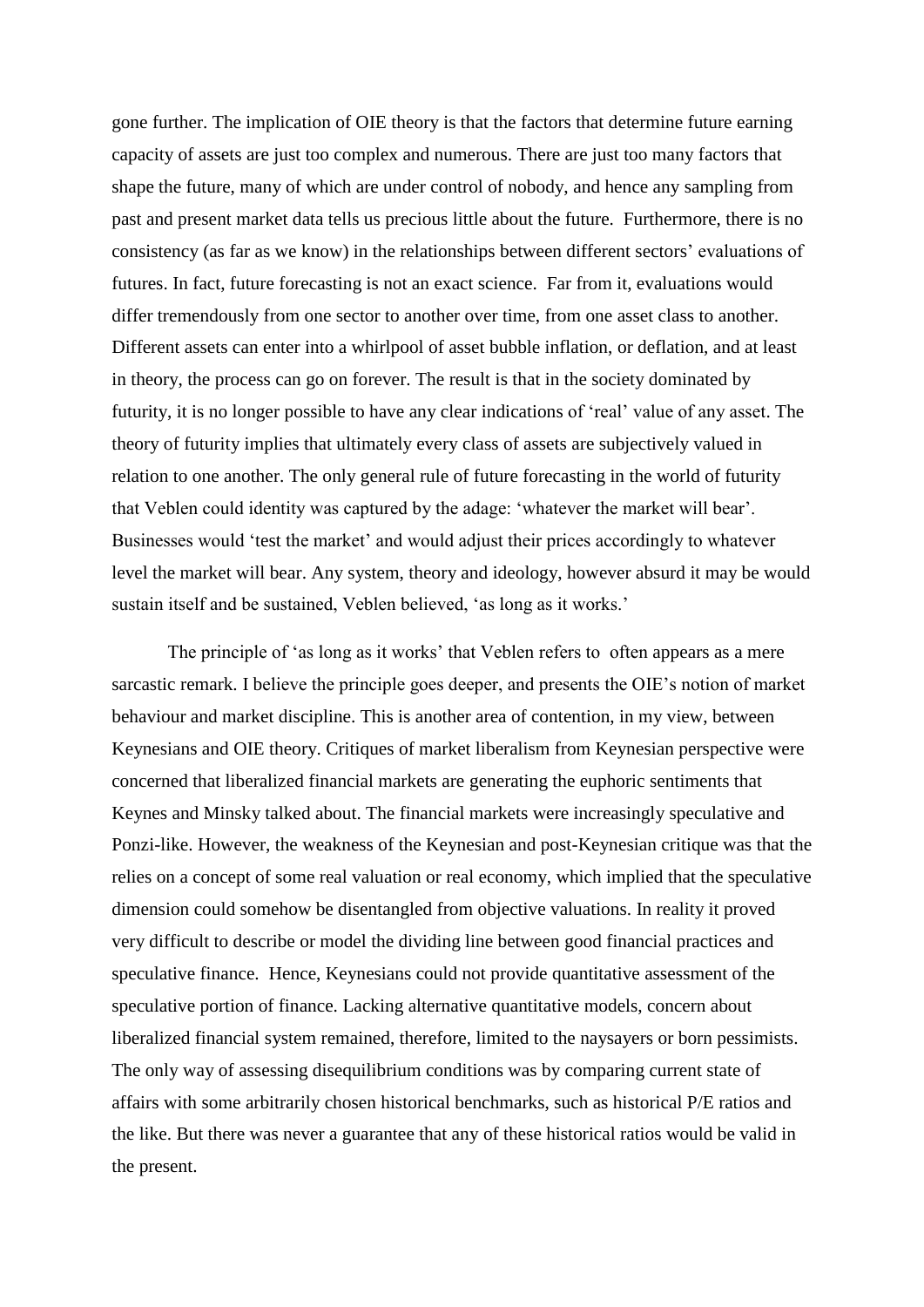gone further. The implication of OIE theory is that the factors that determine future earning capacity of assets are just too complex and numerous. There are just too many factors that shape the future, many of which are under control of nobody, and hence any sampling from past and present market data tells us precious little about the future. Furthermore, there is no consistency (as far as we know) in the relationships between different sectors' evaluations of futures. In fact, future forecasting is not an exact science. Far from it, evaluations would differ tremendously from one sector to another over time, from one asset class to another. Different assets can enter into a whirlpool of asset bubble inflation, or deflation, and at least in theory, the process can go on forever. The result is that in the society dominated by futurity, it is no longer possible to have any clear indications of 'real' value of any asset. The theory of futurity implies that ultimately every class of assets are subjectively valued in relation to one another. The only general rule of future forecasting in the world of futurity that Veblen could identity was captured by the adage: 'whatever the market will bear'. Businesses would 'test the market' and would adjust their prices accordingly to whatever level the market will bear. Any system, theory and ideology, however absurd it may be would sustain itself and be sustained, Veblen believed, 'as long as it works.'

The principle of 'as long as it works' that Veblen refers to often appears as a mere sarcastic remark. I believe the principle goes deeper, and presents the OIE's notion of market behaviour and market discipline. This is another area of contention, in my view, between Keynesians and OIE theory. Critiques of market liberalism from Keynesian perspective were concerned that liberalized financial markets are generating the euphoric sentiments that Keynes and Minsky talked about. The financial markets were increasingly speculative and Ponzi-like. However, the weakness of the Keynesian and post-Keynesian critique was that the relies on a concept of some real valuation or real economy, which implied that the speculative dimension could somehow be disentangled from objective valuations. In reality it proved very difficult to describe or model the dividing line between good financial practices and speculative finance. Hence, Keynesians could not provide quantitative assessment of the speculative portion of finance. Lacking alternative quantitative models, concern about liberalized financial system remained, therefore, limited to the naysayers or born pessimists. The only way of assessing disequilibrium conditions was by comparing current state of affairs with some arbitrarily chosen historical benchmarks, such as historical P/E ratios and the like. But there was never a guarantee that any of these historical ratios would be valid in the present.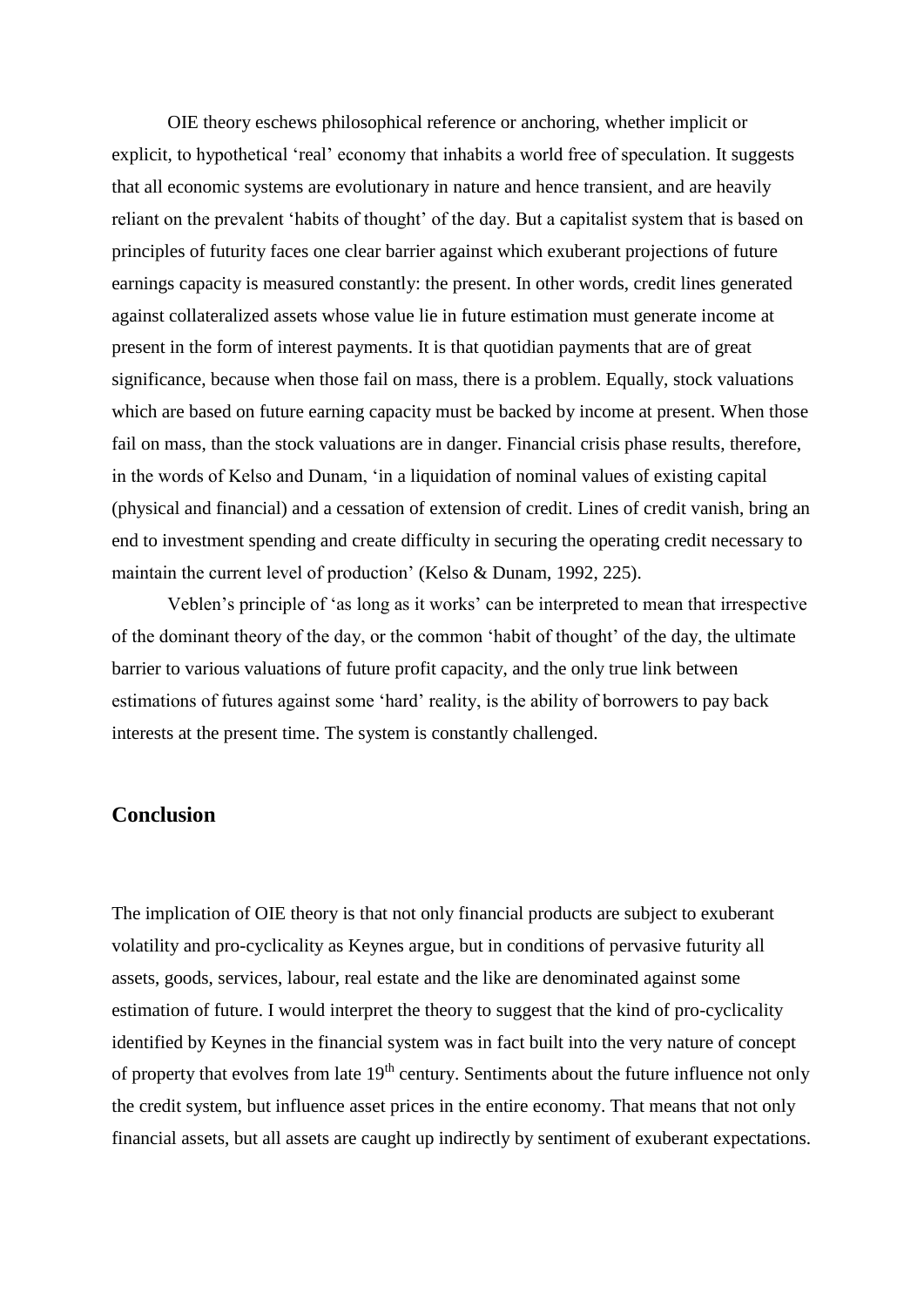OIE theory eschews philosophical reference or anchoring, whether implicit or explicit, to hypothetical 'real' economy that inhabits a world free of speculation. It suggests that all economic systems are evolutionary in nature and hence transient, and are heavily reliant on the prevalent 'habits of thought' of the day. But a capitalist system that is based on principles of futurity faces one clear barrier against which exuberant projections of future earnings capacity is measured constantly: the present. In other words, credit lines generated against collateralized assets whose value lie in future estimation must generate income at present in the form of interest payments. It is that quotidian payments that are of great significance, because when those fail on mass, there is a problem. Equally, stock valuations which are based on future earning capacity must be backed by income at present. When those fail on mass, than the stock valuations are in danger. Financial crisis phase results, therefore, in the words of Kelso and Dunam, 'in a liquidation of nominal values of existing capital (physical and financial) and a cessation of extension of credit. Lines of credit vanish, bring an end to investment spending and create difficulty in securing the operating credit necessary to maintain the current level of production' (Kelso & Dunam, 1992, 225).

Veblen's principle of 'as long as it works' can be interpreted to mean that irrespective of the dominant theory of the day, or the common 'habit of thought' of the day, the ultimate barrier to various valuations of future profit capacity, and the only true link between estimations of futures against some 'hard' reality, is the ability of borrowers to pay back interests at the present time. The system is constantly challenged.

## Conclusion

The implication of OIE theory is that not only financial products are subject to exuberant volatility and pro-cyclicality as Keynes argue, but in conditions of pervasive futurity all assets, goods, services, labour, real estate and the like are denominated against some estimation of future. I would interpret the theory to suggest that the kind of pro-cyclicality identified by Keynes in the financial system was in fact built into the very nature of concept of property that evolves from late 19th century. Sentiments about the future influence not only the credit system, but influence asset prices in the entire economy. That means that not only financial assets, but all assets are caught up indirectly by sentiment of exuberant expectations.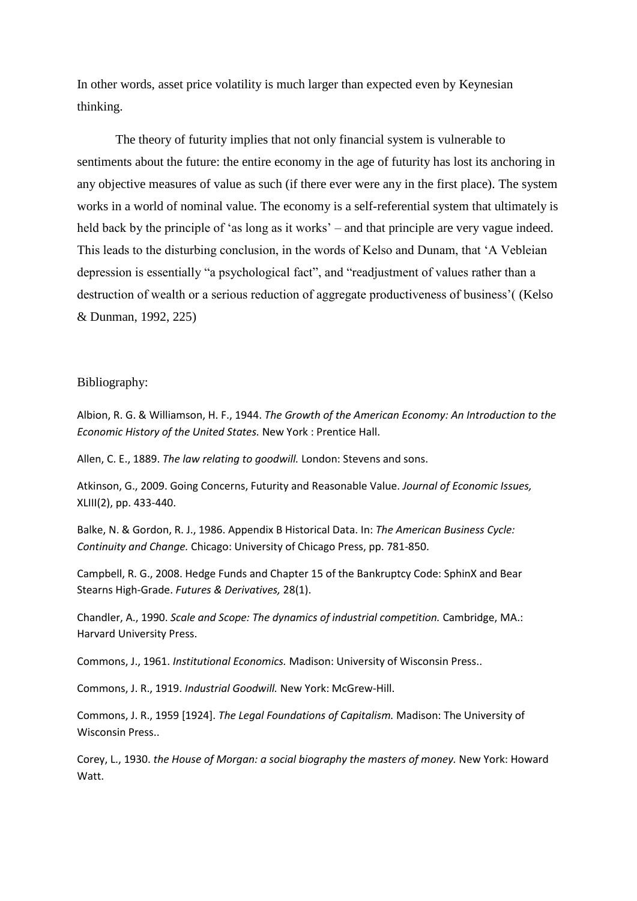In other words, asset price volatility is much larger than expected even by Keynesian thinking.

The theory of futurity implies that not only financial system is vulnerable to sentiments about the future: the entire economy in the age of futurity has lost its anchoring in any objective measures of value as such (if there ever were any in the first place). The system works in a world of nominal value. The economy is a self-referential system that ultimately is held back by the principle of 'as long as it works' – and that principle are very vague indeed. This leads to the disturbing conclusion, in the words of Kelso and Dunam, that 'A Vebleian depression is essentially "a psychological fact", and "readjustment of values rather than a destruction of wealth or a serious reduction of aggregate productiveness of business'( (Kelso & Dunman, 1992, 225)

Bibliography:

Albion, R. G. & Williamson, H. F., 1944. *The Growth of the American Economy: An Introduction to the Economic History of the United States.* New York : Prentice Hall.

Allen, C. E., 1889. *The law relating to goodwill.* London: Stevens and sons.

Atkinson, G., 2009. Going Concerns, Futurity and Reasonable Value. *Journal of Economic Issues,* XLIII(2), pp. 433-440.

Balke, N. & Gordon, R. J., 1986. Appendix B Historical Data. In: *The American Business Cycle: Continuity and Change.* Chicago: University of Chicago Press, pp. 781-850.

Campbell, R. G., 2008. Hedge Funds and Chapter 15 of the Bankruptcy Code: SphinX and Bear Stearns High-Grade. *Futures & Derivatives,* 28(1).

Chandler, A., 1990. *Scale and Scope: The dynamics of industrial competition.* Cambridge, MA.: Harvard University Press.

Commons, J., 1961. *Institutional Economics.* Madison: University of Wisconsin Press..

Commons, J. R., 1919. *Industrial Goodwill.* New York: McGrew-Hill.

Commons, J. R., 1959 [1924]. *The Legal Foundations of Capitalism.* Madison: The University of Wisconsin Press..

Corey, L., 1930. *the House of Morgan: a social biography the masters of money.* New York: Howard Watt.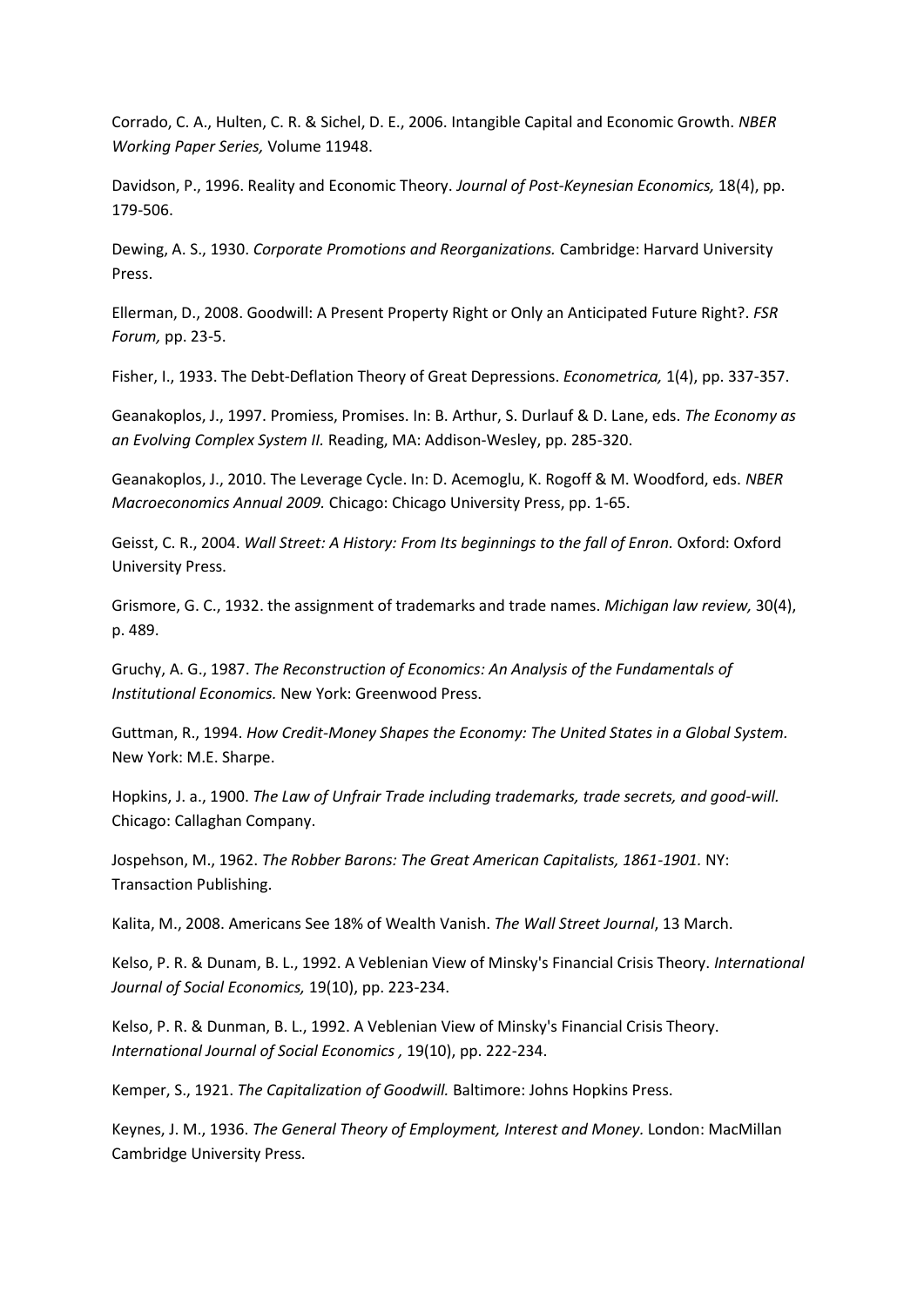Corrado, C. A., Hulten, C. R. & Sichel, D. E., 2006. Intangible Capital and Economic Growth. *NBER Working Paper Series,* Volume 11948.

Davidson, P., 1996. Reality and Economic Theory. *Journal of Post-Keynesian Economics,* 18(4), pp. 179-506.

Dewing, A. S., 1930. *Corporate Promotions and Reorganizations.* Cambridge: Harvard University Press.

Ellerman, D., 2008. Goodwill: A Present Property Right or Only an Anticipated Future Right?. *FSR Forum,* pp. 23-5.

Fisher, I., 1933. The Debt-Deflation Theory of Great Depressions. *Econometrica,* 1(4), pp. 337-357.

Geanakoplos, J., 1997. Promiess, Promises. In: B. Arthur, S. Durlauf & D. Lane, eds. *The Economy as an Evolving Complex System II.* Reading, MA: Addison-Wesley, pp. 285-320.

Geanakoplos, J., 2010. The Leverage Cycle. In: D. Acemoglu, K. Rogoff & M. Woodford, eds. *NBER Macroeconomics Annual 2009.* Chicago: Chicago University Press, pp. 1-65.

Geisst, C. R., 2004. *Wall Street: A History: From Its beginnings to the fall of Enron.* Oxford: Oxford University Press.

Grismore, G. C., 1932. the assignment of trademarks and trade names. *Michigan law review,* 30(4), p. 489.

Gruchy, A. G., 1987. *The Reconstruction of Economics: An Analysis of the Fundamentals of Institutional Economics.* New York: Greenwood Press.

Guttman, R., 1994. *How Credit-Money Shapes the Economy: The United States in a Global System.* New York: M.E. Sharpe.

Hopkins, J. a., 1900. *The Law of Unfair Trade including trademarks, trade secrets, and good-will.* Chicago: Callaghan Company.

Jospehson, M., 1962. *The Robber Barons: The Great American Capitalists, 1861-1901.* NY: Transaction Publishing.

Kalita, M., 2008. Americans See 18% of Wealth Vanish. *The Wall Street Journal*, 13 March.

Kelso, P. R. & Dunam, B. L., 1992. A Veblenian View of Minsky's Financial Crisis Theory. *International Journal of Social Economics,* 19(10), pp. 223-234.

Kelso, P. R. & Dunman, B. L., 1992. A Veblenian View of Minsky's Financial Crisis Theory. *International Journal of Social Economics ,* 19(10), pp. 222-234.

Kemper, S., 1921. *The Capitalization of Goodwill.* Baltimore: Johns Hopkins Press.

Keynes, J. M., 1936. *The General Theory of Employment, Interest and Money.* London: MacMillan Cambridge University Press.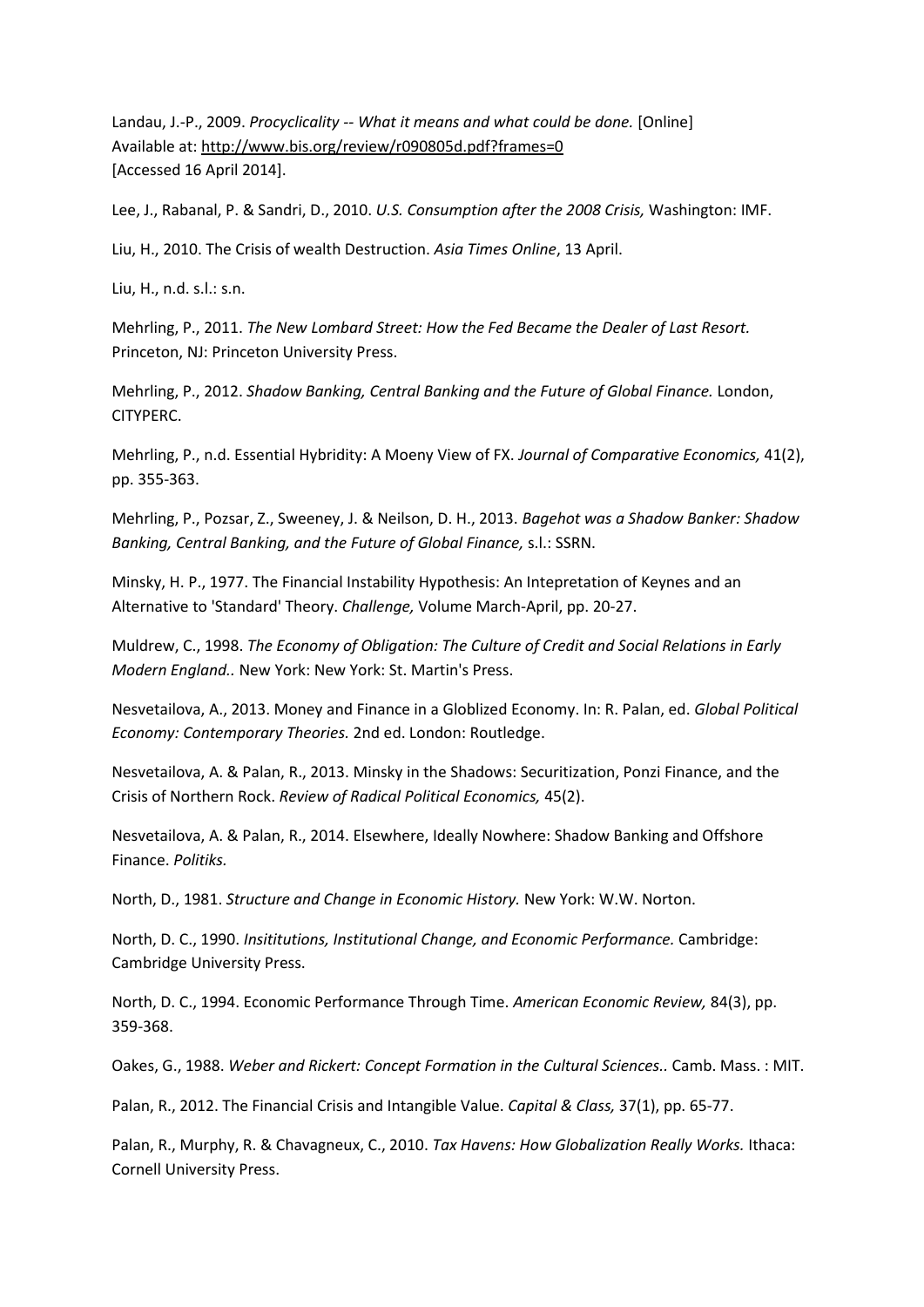Landau, J.-P., 2009. *Procyclicality -- What it means and what could be done.* [Online]
Available at: http://www.bis.org/review/r090805d.pdf?frames=0
[Accessed 16 April 2014].

Lee, J., Rabanal, P. & Sandri, D., 2010. *U.S. Consumption after the 2008 Crisis,* Washington: IMF.

Liu, H., 2010. The Crisis of wealth Destruction. *Asia Times Online*, 13 April.

Liu, H., n.d. s.l.: s.n.

Mehrling, P., 2011. *The New Lombard Street: How the Fed Became the Dealer of Last Resort.* Princeton, NJ: Princeton University Press.

Mehrling, P., 2012. *Shadow Banking, Central Banking and the Future of Global Finance.* London, CITYPERC.

Mehrling, P., n.d. Essential Hybridity: A Moeny View of FX. *Journal of Comparative Economics,* 41(2), pp. 355-363.

Mehrling, P., Pozsar, Z., Sweeney, J. & Neilson, D. H., 2013. *Bagehot was a Shadow Banker: Shadow Banking, Central Banking, and the Future of Global Finance,* s.l.: SSRN.

Minsky, H. P., 1977. The Financial Instability Hypothesis: An Intepretation of Keynes and an Alternative to 'Standard' Theory. *Challenge,* Volume March-April, pp. 20-27.

Muldrew, C., 1998. *The Economy of Obligation: The Culture of Credit and Social Relations in Early Modern England..* New York: New York: St. Martin's Press.

Nesvetailova, A., 2013. Money and Finance in a Globlized Economy. In: R. Palan, ed. *Global Political Economy: Contemporary Theories.* 2nd ed. London: Routledge.

Nesvetailova, A. & Palan, R., 2013. Minsky in the Shadows: Securitization, Ponzi Finance, and the Crisis of Northern Rock. *Review of Radical Political Economics,* 45(2).

Nesvetailova, A. & Palan, R., 2014. Elsewhere, Ideally Nowhere: Shadow Banking and Offshore Finance. *Politiks.*

North, D., 1981. *Structure and Change in Economic History.* New York: W.W. Norton.

North, D. C., 1990. *Insititutions, Institutional Change, and Economic Performance.* Cambridge: Cambridge University Press.

North, D. C., 1994. Economic Performance Through Time. *American Economic Review,* 84(3), pp. 359-368.

Oakes, G., 1988. *Weber and Rickert: Concept Formation in the Cultural Sciences..* Camb. Mass. : MIT.

Palan, R., 2012. The Financial Crisis and Intangible Value. *Capital & Class,* 37(1), pp. 65-77.

Palan, R., Murphy, R. & Chavagneux, C., 2010. *Tax Havens: How Globalization Really Works.* Ithaca: Cornell University Press.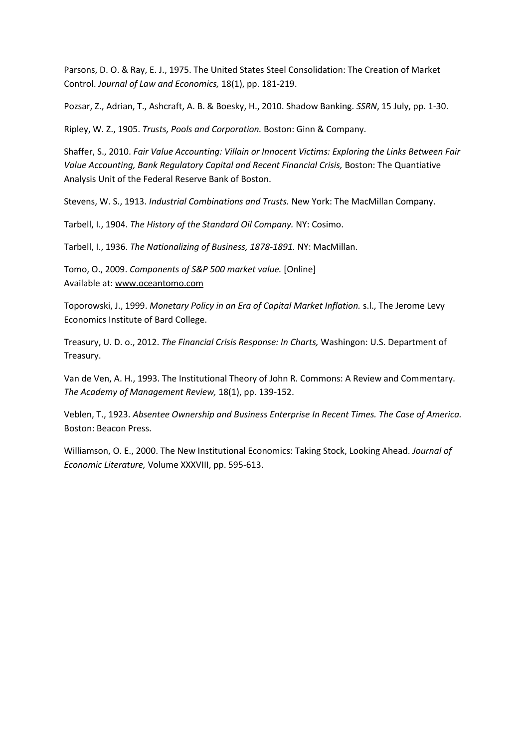Parsons, D. O. & Ray, E. J., 1975. The United States Steel Consolidation: The Creation of Market Control. *Journal of Law and Economics,* 18(1), pp. 181-219.

Pozsar, Z., Adrian, T., Ashcraft, A. B. & Boesky, H., 2010. Shadow Banking. *SSRN*, 15 July, pp. 1-30.

Ripley, W. Z., 1905. *Trusts, Pools and Corporation.* Boston: Ginn & Company.

Shaffer, S., 2010. *Fair Value Accounting: Villain or Innocent Victims: Exploring the Links Between Fair Value Accounting, Bank Regulatory Capital and Recent Financial Crisis,* Boston: The Quantiative Analysis Unit of the Federal Reserve Bank of Boston.

Stevens, W. S., 1913. *Industrial Combinations and Trusts.* New York: The MacMillan Company.

Tarbell, I., 1904. *The History of the Standard Oil Company.* NY: Cosimo.

Tarbell, I., 1936. *The Nationalizing of Business, 1878-1891.* NY: MacMillan.

Tomo, O., 2009. *Components of S&P 500 market value.* [Online]
Available at: www.oceantomo.com

Toporowski, J., 1999. *Monetary Policy in an Era of Capital Market Inflation.* s.l., The Jerome Levy Economics Institute of Bard College.

Treasury, U. D. o., 2012. *The Financial Crisis Response: In Charts,* Washingon: U.S. Department of Treasury.

Van de Ven, A. H., 1993. The Institutional Theory of John R. Commons: A Review and Commentary. *The Academy of Management Review,* 18(1), pp. 139-152.

Veblen, T., 1923. *Absentee Ownership and Business Enterprise In Recent Times. The Case of America.* Boston: Beacon Press.

Williamson, O. E., 2000. The New Institutional Economics: Taking Stock, Looking Ahead. *Journal of Economic Literature,* Volume XXXVIII, pp. 595-613.